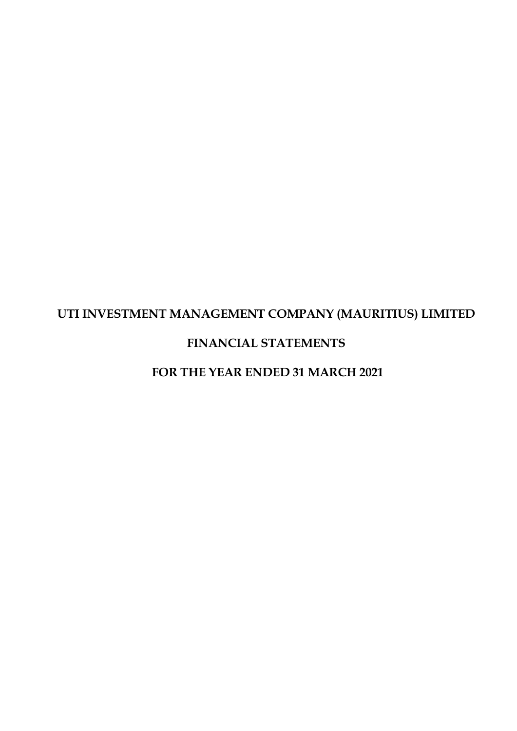# UTI INVESTMENT MANAGEMENT COMPANY (MAURITIUS) LIMITED

# FINANCIAL STATEMENTS

# FOR THE YEAR ENDED 31 MARCH 2021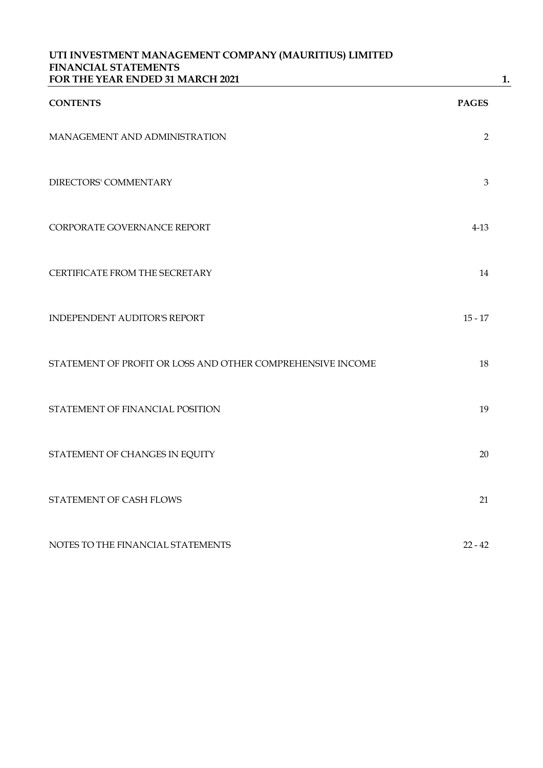# UTI INVESTMENT MANAGEMENT COMPANY (MAURITIUS) LIMITED
## FINANCIAL STATEMENTS
## FOR THE YEAR ENDED 31 MARCH 2021

| CONTENTS | PAGES |
|---|---|
| MANAGEMENT AND ADMINISTRATION | 2 |
| DIRECTORS' COMMENTARY | 3 |
| CORPORATE GOVERNANCE REPORT | 4-13 |
| CERTIFICATE FROM THE SECRETARY | 14 |
| INDEPENDENT AUDITOR'S REPORT | 15 - 17 |
| STATEMENT OF PROFIT OR LOSS AND OTHER COMPREHENSIVE INCOME | 18 |
| STATEMENT OF FINANCIAL POSITION | 19 |
| STATEMENT OF CHANGES IN EQUITY | 20 |
| STATEMENT OF CASH FLOWS | 21 |
| NOTES TO THE FINANCIAL STATEMENTS | 22 - 42 |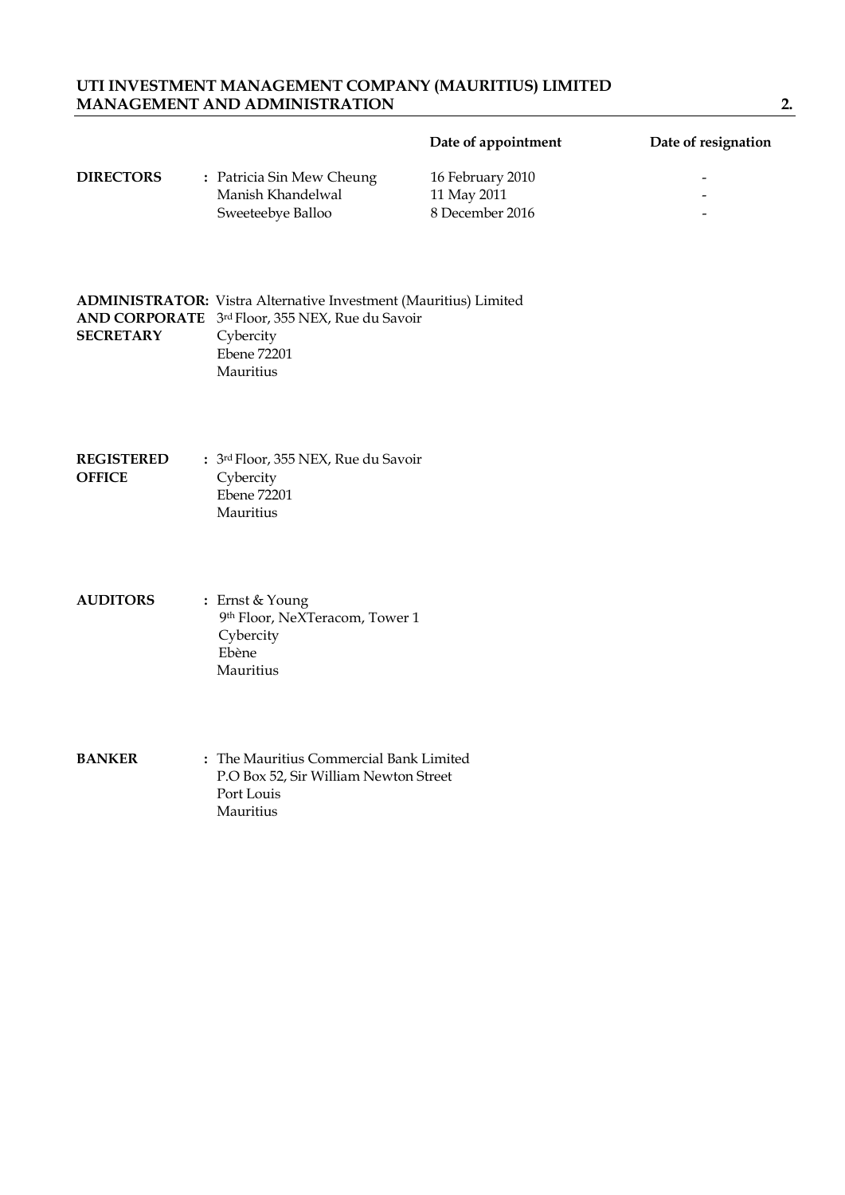# UTI INVESTMENT MANAGEMENT COMPANY (MAURITIUS) LIMITED
## MANAGEMENT AND ADMINISTRATION

| | | Date of appointment | Date of resignation |
|---|---|---|---|
| **DIRECTORS** | : Patricia Sin Mew Cheung | 16 February 2010 | - |
| | Manish Khandelwal | 11 May 2011 | - |
| | Sweeteebye Balloo | 8 December 2016 | - |

**ADMINISTRATOR AND CORPORATE SECRETARY:** Vistra Alternative Investment (Mauritius) Limited
3rd Floor, 355 NEX, Rue du Savoir
Cybercity
Ebene 72201
Mauritius

**REGISTERED OFFICE** : 3rd Floor, 355 NEX, Rue du Savoir
Cybercity
Ebene 72201
Mauritius

**AUDITORS** : Ernst & Young
9th Floor, NeXTeracom, Tower 1
Cybercity
Ebène
Mauritius

**BANKER** : The Mauritius Commercial Bank Limited
P.O Box 52, Sir William Newton Street
Port Louis
Mauritius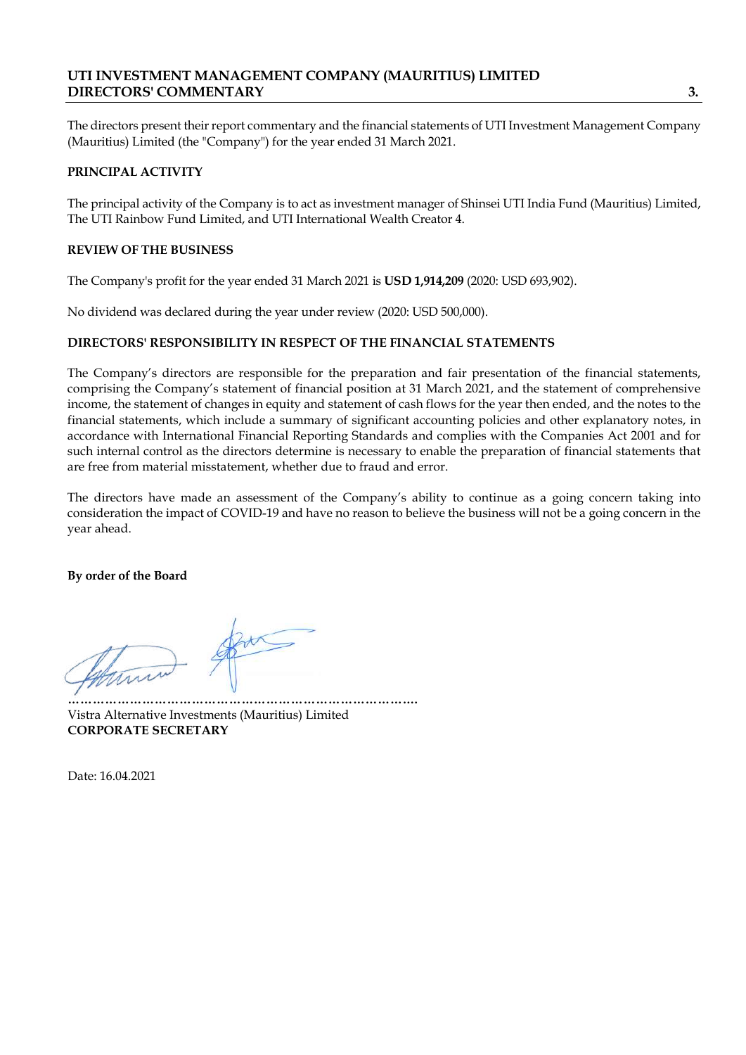# UTI INVESTMENT MANAGEMENT COMPANY (MAURITIUS) LIMITED
## DIRECTORS' COMMENTARY

The directors present their report commentary and the financial statements of UTI Investment Management Company (Mauritius) Limited (the "Company") for the year ended 31 March 2021.

### PRINCIPAL ACTIVITY

The principal activity of the Company is to act as investment manager of Shinsei UTI India Fund (Mauritius) Limited, The UTI Rainbow Fund Limited, and UTI International Wealth Creator 4.

### REVIEW OF THE BUSINESS

The Company's profit for the year ended 31 March 2021 is **USD 1,914,209** (2020: USD 693,902).

No dividend was declared during the year under review (2020: USD 500,000).

### DIRECTORS' RESPONSIBILITY IN RESPECT OF THE FINANCIAL STATEMENTS

The Company's directors are responsible for the preparation and fair presentation of the financial statements, comprising the Company's statement of financial position at 31 March 2021, and the statement of comprehensive income, the statement of changes in equity and statement of cash flows for the year then ended, and the notes to the financial statements, which include a summary of significant accounting policies and other explanatory notes, in accordance with International Financial Reporting Standards and complies with the Companies Act 2001 and for such internal control as the directors determine is necessary to enable the preparation of financial statements that are free from material misstatement, whether due to fraud and error.

The directors have made an assessment of the Company's ability to continue as a going concern taking into consideration the impact of COVID-19 and have no reason to believe the business will not be a going concern in the year ahead.

**By order of the Board**

…………………………………………………………………….
Vistra Alternative Investments (Mauritius) Limited
**CORPORATE SECRETARY**

Date: 16.04.2021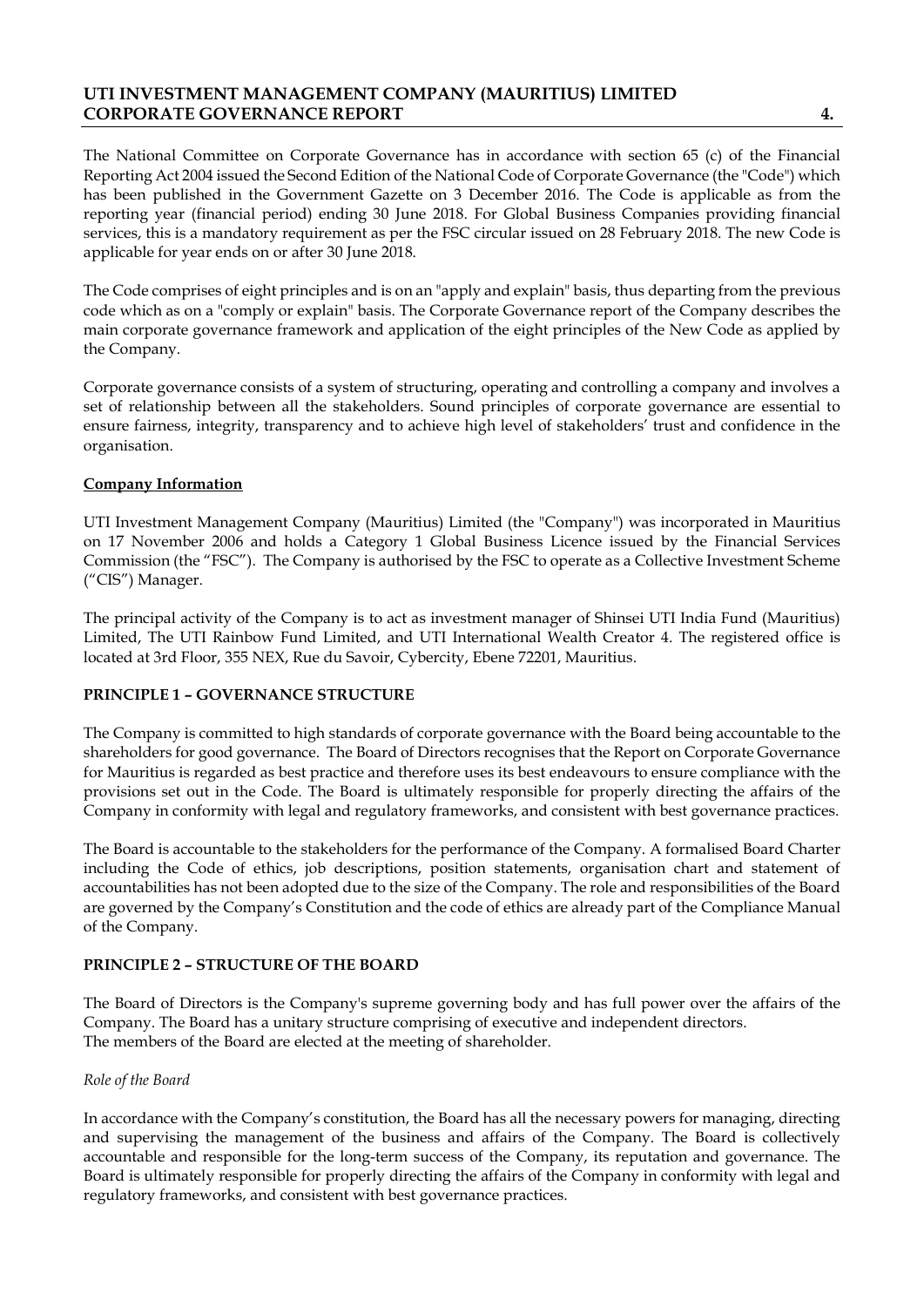The National Committee on Corporate Governance has in accordance with section 65 (c) of the Financial Reporting Act 2004 issued the Second Edition of the National Code of Corporate Governance (the "Code") which has been published in the Government Gazette on 3 December 2016. The Code is applicable as from the reporting year (financial period) ending 30 June 2018. For Global Business Companies providing financial services, this is a mandatory requirement as per the FSC circular issued on 28 February 2018. The new Code is applicable for year ends on or after 30 June 2018.

The Code comprises of eight principles and is on an "apply and explain" basis, thus departing from the previous code which as on a "comply or explain" basis. The Corporate Governance report of the Company describes the main corporate governance framework and application of the eight principles of the New Code as applied by the Company.

Corporate governance consists of a system of structuring, operating and controlling a company and involves a set of relationship between all the stakeholders. Sound principles of corporate governance are essential to ensure fairness, integrity, transparency and to achieve high level of stakeholders' trust and confidence in the organisation.

**Company Information**

UTI Investment Management Company (Mauritius) Limited (the "Company") was incorporated in Mauritius on 17 November 2006 and holds a Category 1 Global Business Licence issued by the Financial Services Commission (the "FSC"). The Company is authorised by the FSC to operate as a Collective Investment Scheme ("CIS") Manager.

The principal activity of the Company is to act as investment manager of Shinsei UTI India Fund (Mauritius) Limited, The UTI Rainbow Fund Limited, and UTI International Wealth Creator 4. The registered office is located at 3rd Floor, 355 NEX, Rue du Savoir, Cybercity, Ebene 72201, Mauritius.

## PRINCIPLE 1 – GOVERNANCE STRUCTURE

The Company is committed to high standards of corporate governance with the Board being accountable to the shareholders for good governance. The Board of Directors recognises that the Report on Corporate Governance for Mauritius is regarded as best practice and therefore uses its best endeavours to ensure compliance with the provisions set out in the Code. The Board is ultimately responsible for properly directing the affairs of the Company in conformity with legal and regulatory frameworks, and consistent with best governance practices.

The Board is accountable to the stakeholders for the performance of the Company. A formalised Board Charter including the Code of ethics, job descriptions, position statements, organisation chart and statement of accountabilities has not been adopted due to the size of the Company. The role and responsibilities of the Board are governed by the Company's Constitution and the code of ethics are already part of the Compliance Manual of the Company.

## PRINCIPLE 2 – STRUCTURE OF THE BOARD

The Board of Directors is the Company's supreme governing body and has full power over the affairs of the Company. The Board has a unitary structure comprising of executive and independent directors.
The members of the Board are elected at the meeting of shareholder.

*Role of the Board*

In accordance with the Company's constitution, the Board has all the necessary powers for managing, directing and supervising the management of the business and affairs of the Company. The Board is collectively accountable and responsible for the long-term success of the Company, its reputation and governance. The Board is ultimately responsible for properly directing the affairs of the Company in conformity with legal and regulatory frameworks, and consistent with best governance practices.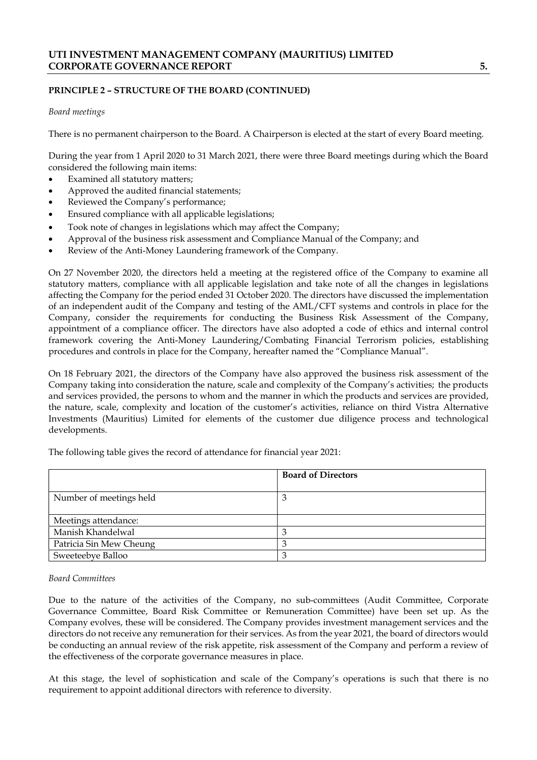## PRINCIPLE 2 – STRUCTURE OF THE BOARD (CONTINUED)

*Board meetings*

There is no permanent chairperson to the Board. A Chairperson is elected at the start of every Board meeting.

During the year from 1 April 2020 to 31 March 2021, there were three Board meetings during which the Board considered the following main items:

- Examined all statutory matters;
- Approved the audited financial statements;
- Reviewed the Company's performance;
- Ensured compliance with all applicable legislations;
- Took note of changes in legislations which may affect the Company;
- Approval of the business risk assessment and Compliance Manual of the Company; and
- Review of the Anti-Money Laundering framework of the Company.

On 27 November 2020, the directors held a meeting at the registered office of the Company to examine all statutory matters, compliance with all applicable legislation and take note of all the changes in legislations affecting the Company for the period ended 31 October 2020. The directors have discussed the implementation of an independent audit of the Company and testing of the AML/CFT systems and controls in place for the Company, consider the requirements for conducting the Business Risk Assessment of the Company, appointment of a compliance officer. The directors have also adopted a code of ethics and internal control framework covering the Anti-Money Laundering/Combating Financial Terrorism policies, establishing procedures and controls in place for the Company, hereafter named the "Compliance Manual".

On 18 February 2021, the directors of the Company have also approved the business risk assessment of the Company taking into consideration the nature, scale and complexity of the Company's activities; the products and services provided, the persons to whom and the manner in which the products and services are provided, the nature, scale, complexity and location of the customer's activities, reliance on third Vistra Alternative Investments (Mauritius) Limited for elements of the customer due diligence process and technological developments.

The following table gives the record of attendance for financial year 2021:

| | **Board of Directors** |
|---|---|
| Number of meetings held | 3 |
| Meetings attendance: | |
| Manish Khandelwal | 3 |
| Patricia Sin Mew Cheung | 3 |
| Sweeteebye Balloo | 3 |

*Board Committees*

Due to the nature of the activities of the Company, no sub-committees (Audit Committee, Corporate Governance Committee, Board Risk Committee or Remuneration Committee) have been set up. As the Company evolves, these will be considered. The Company provides investment management services and the directors do not receive any remuneration for their services. As from the year 2021, the board of directors would be conducting an annual review of the risk appetite, risk assessment of the Company and perform a review of the effectiveness of the corporate governance measures in place.

At this stage, the level of sophistication and scale of the Company's operations is such that there is no requirement to appoint additional directors with reference to diversity.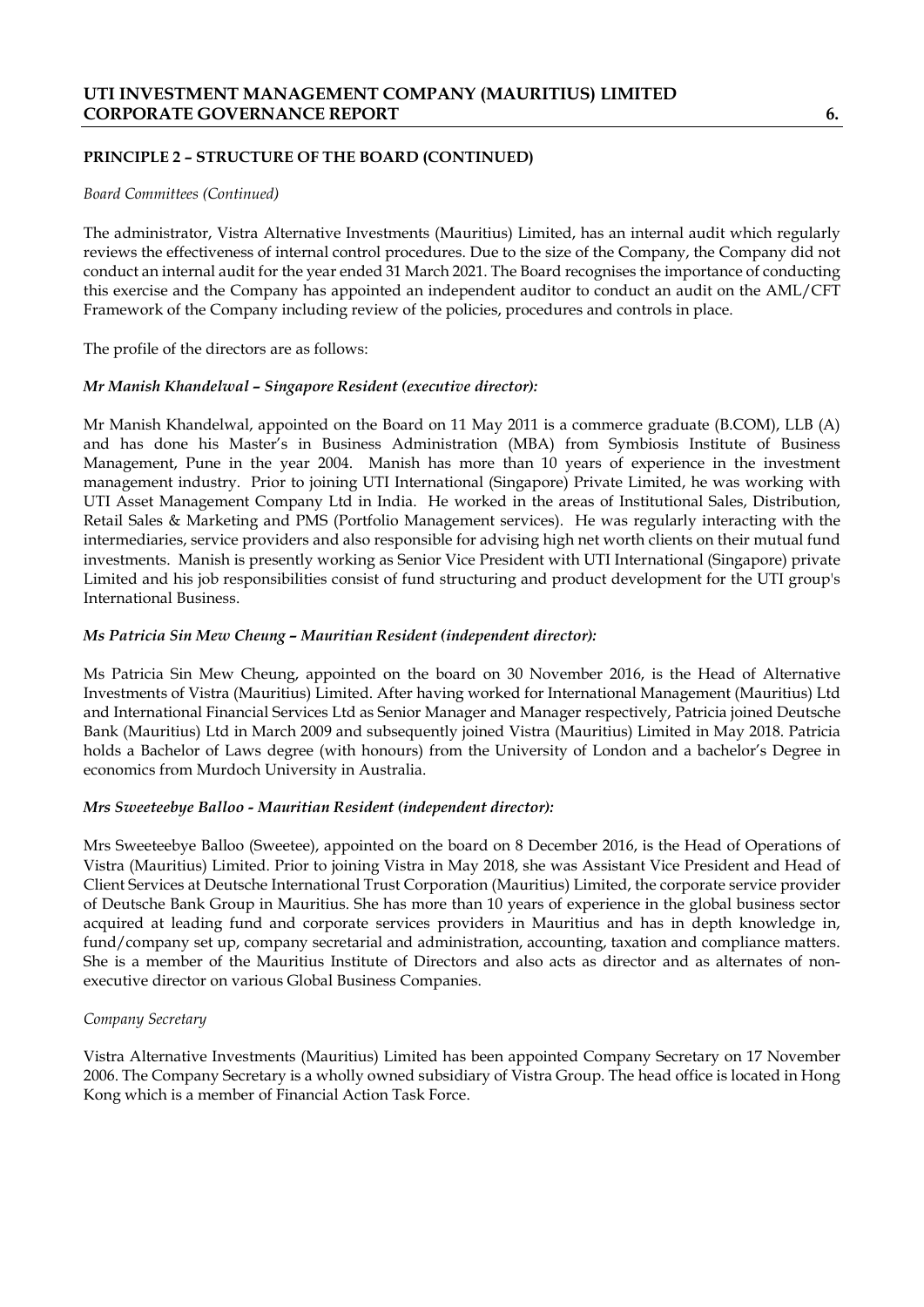## PRINCIPLE 2 – STRUCTURE OF THE BOARD (CONTINUED)

*Board Committees (Continued)*

The administrator, Vistra Alternative Investments (Mauritius) Limited, has an internal audit which regularly reviews the effectiveness of internal control procedures. Due to the size of the Company, the Company did not conduct an internal audit for the year ended 31 March 2021. The Board recognises the importance of conducting this exercise and the Company has appointed an independent auditor to conduct an audit on the AML/CFT Framework of the Company including review of the policies, procedures and controls in place.

The profile of the directors are as follows:

***Mr Manish Khandelwal – Singapore Resident (executive director):***

Mr Manish Khandelwal, appointed on the Board on 11 May 2011 is a commerce graduate (B.COM), LLB (A) and has done his Master's in Business Administration (MBA) from Symbiosis Institute of Business Management, Pune in the year 2004. Manish has more than 10 years of experience in the investment management industry. Prior to joining UTI International (Singapore) Private Limited, he was working with UTI Asset Management Company Ltd in India. He worked in the areas of Institutional Sales, Distribution, Retail Sales & Marketing and PMS (Portfolio Management services). He was regularly interacting with the intermediaries, service providers and also responsible for advising high net worth clients on their mutual fund investments. Manish is presently working as Senior Vice President with UTI International (Singapore) private Limited and his job responsibilities consist of fund structuring and product development for the UTI group's International Business.

***Ms Patricia Sin Mew Cheung – Mauritian Resident (independent director):***

Ms Patricia Sin Mew Cheung, appointed on the board on 30 November 2016, is the Head of Alternative Investments of Vistra (Mauritius) Limited. After having worked for International Management (Mauritius) Ltd and International Financial Services Ltd as Senior Manager and Manager respectively, Patricia joined Deutsche Bank (Mauritius) Ltd in March 2009 and subsequently joined Vistra (Mauritius) Limited in May 2018. Patricia holds a Bachelor of Laws degree (with honours) from the University of London and a bachelor's Degree in economics from Murdoch University in Australia.

***Mrs Sweeteebye Balloo - Mauritian Resident (independent director):***

Mrs Sweeteebye Balloo (Sweetee), appointed on the board on 8 December 2016, is the Head of Operations of Vistra (Mauritius) Limited. Prior to joining Vistra in May 2018, she was Assistant Vice President and Head of Client Services at Deutsche International Trust Corporation (Mauritius) Limited, the corporate service provider of Deutsche Bank Group in Mauritius. She has more than 10 years of experience in the global business sector acquired at leading fund and corporate services providers in Mauritius and has in depth knowledge in, fund/company set up, company secretarial and administration, accounting, taxation and compliance matters. She is a member of the Mauritius Institute of Directors and also acts as director and as alternates of non-executive director on various Global Business Companies.

*Company Secretary*

Vistra Alternative Investments (Mauritius) Limited has been appointed Company Secretary on 17 November 2006. The Company Secretary is a wholly owned subsidiary of Vistra Group. The head office is located in Hong Kong which is a member of Financial Action Task Force.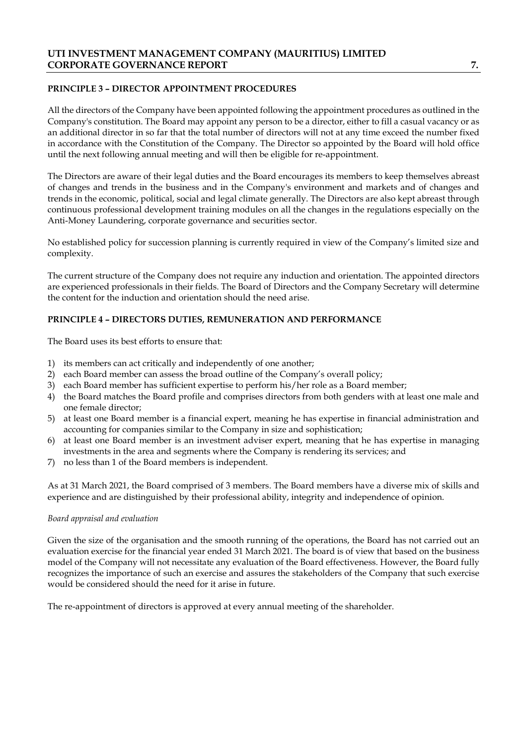## PRINCIPLE 3 – DIRECTOR APPOINTMENT PROCEDURES

All the directors of the Company have been appointed following the appointment procedures as outlined in the Company's constitution. The Board may appoint any person to be a director, either to fill a casual vacancy or as an additional director in so far that the total number of directors will not at any time exceed the number fixed in accordance with the Constitution of the Company. The Director so appointed by the Board will hold office until the next following annual meeting and will then be eligible for re-appointment.

The Directors are aware of their legal duties and the Board encourages its members to keep themselves abreast of changes and trends in the business and in the Company's environment and markets and of changes and trends in the economic, political, social and legal climate generally. The Directors are also kept abreast through continuous professional development training modules on all the changes in the regulations especially on the Anti-Money Laundering, corporate governance and securities sector.

No established policy for succession planning is currently required in view of the Company's limited size and complexity.

The current structure of the Company does not require any induction and orientation. The appointed directors are experienced professionals in their fields. The Board of Directors and the Company Secretary will determine the content for the induction and orientation should the need arise.

## PRINCIPLE 4 – DIRECTORS DUTIES, REMUNERATION AND PERFORMANCE

The Board uses its best efforts to ensure that:

1) its members can act critically and independently of one another;
2) each Board member can assess the broad outline of the Company's overall policy;
3) each Board member has sufficient expertise to perform his/her role as a Board member;
4) the Board matches the Board profile and comprises directors from both genders with at least one male and one female director;
5) at least one Board member is a financial expert, meaning he has expertise in financial administration and accounting for companies similar to the Company in size and sophistication;
6) at least one Board member is an investment adviser expert, meaning that he has expertise in managing investments in the area and segments where the Company is rendering its services; and
7) no less than 1 of the Board members is independent.

As at 31 March 2021, the Board comprised of 3 members. The Board members have a diverse mix of skills and experience and are distinguished by their professional ability, integrity and independence of opinion.

*Board appraisal and evaluation*

Given the size of the organisation and the smooth running of the operations, the Board has not carried out an evaluation exercise for the financial year ended 31 March 2021. The board is of view that based on the business model of the Company will not necessitate any evaluation of the Board effectiveness. However, the Board fully recognizes the importance of such an exercise and assures the stakeholders of the Company that such exercise would be considered should the need for it arise in future.

The re-appointment of directors is approved at every annual meeting of the shareholder.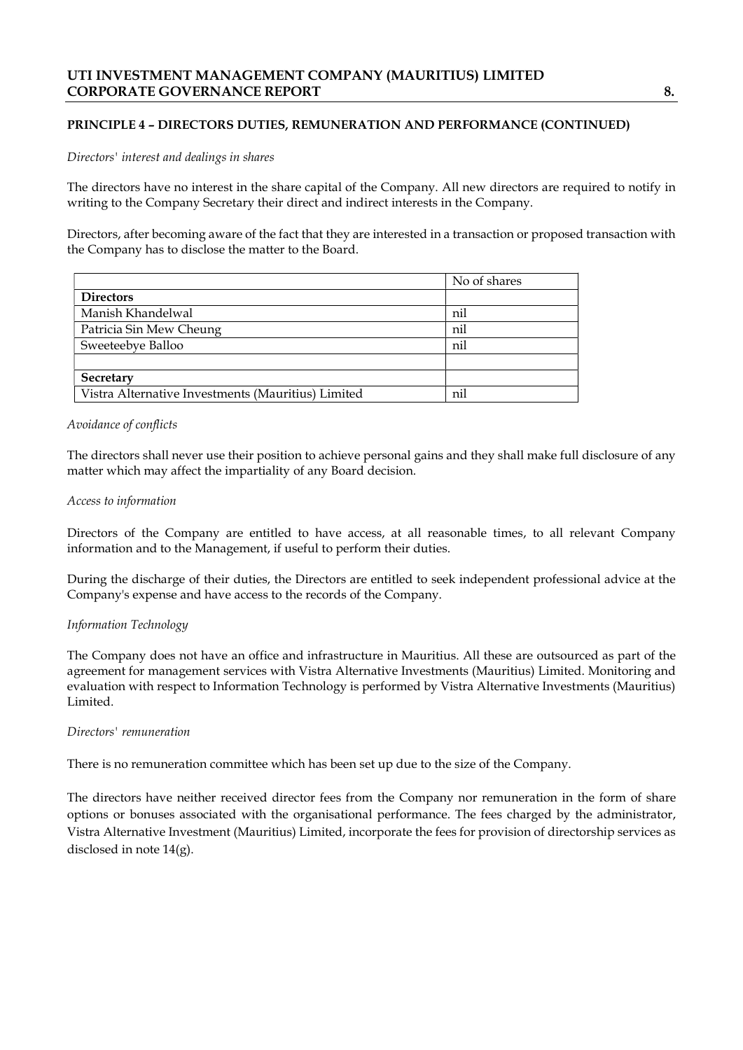## PRINCIPLE 4 – DIRECTORS DUTIES, REMUNERATION AND PERFORMANCE (CONTINUED)

*Directors' interest and dealings in shares*

The directors have no interest in the share capital of the Company. All new directors are required to notify in writing to the Company Secretary their direct and indirect interests in the Company.

Directors, after becoming aware of the fact that they are interested in a transaction or proposed transaction with the Company has to disclose the matter to the Board.

| | No of shares |
|---|---|
| **Directors** | |
| Manish Khandelwal | nil |
| Patricia Sin Mew Cheung | nil |
| Sweeteebye Balloo | nil |
| | |
| **Secretary** | |
| Vistra Alternative Investments (Mauritius) Limited | nil |

*Avoidance of conflicts*

The directors shall never use their position to achieve personal gains and they shall make full disclosure of any matter which may affect the impartiality of any Board decision.

*Access to information*

Directors of the Company are entitled to have access, at all reasonable times, to all relevant Company information and to the Management, if useful to perform their duties.

During the discharge of their duties, the Directors are entitled to seek independent professional advice at the Company's expense and have access to the records of the Company.

*Information Technology*

The Company does not have an office and infrastructure in Mauritius. All these are outsourced as part of the agreement for management services with Vistra Alternative Investments (Mauritius) Limited. Monitoring and evaluation with respect to Information Technology is performed by Vistra Alternative Investments (Mauritius) Limited.

*Directors' remuneration*

There is no remuneration committee which has been set up due to the size of the Company.

The directors have neither received director fees from the Company nor remuneration in the form of share options or bonuses associated with the organisational performance. The fees charged by the administrator, Vistra Alternative Investment (Mauritius) Limited, incorporate the fees for provision of directorship services as disclosed in note 14(g).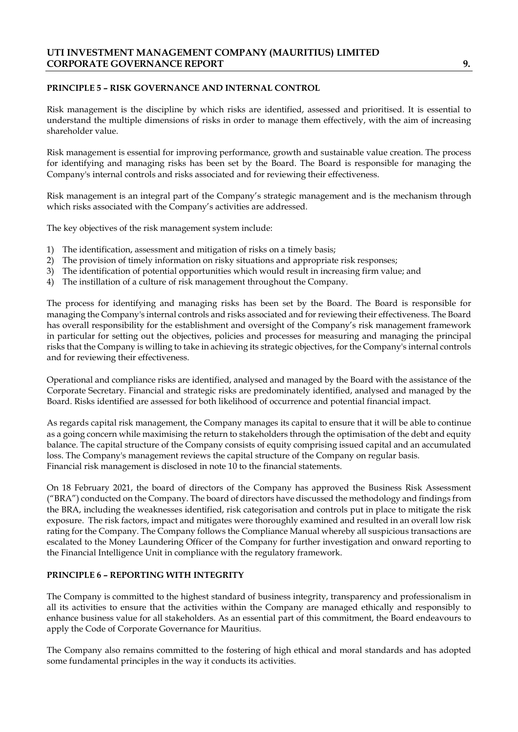## PRINCIPLE 5 – RISK GOVERNANCE AND INTERNAL CONTROL

Risk management is the discipline by which risks are identified, assessed and prioritised. It is essential to understand the multiple dimensions of risks in order to manage them effectively, with the aim of increasing shareholder value.

Risk management is essential for improving performance, growth and sustainable value creation. The process for identifying and managing risks has been set by the Board. The Board is responsible for managing the Company's internal controls and risks associated and for reviewing their effectiveness.

Risk management is an integral part of the Company's strategic management and is the mechanism through which risks associated with the Company's activities are addressed.

The key objectives of the risk management system include:

1) The identification, assessment and mitigation of risks on a timely basis;
2) The provision of timely information on risky situations and appropriate risk responses;
3) The identification of potential opportunities which would result in increasing firm value; and
4) The instillation of a culture of risk management throughout the Company.

The process for identifying and managing risks has been set by the Board. The Board is responsible for managing the Company's internal controls and risks associated and for reviewing their effectiveness. The Board has overall responsibility for the establishment and oversight of the Company's risk management framework in particular for setting out the objectives, policies and processes for measuring and managing the principal risks that the Company is willing to take in achieving its strategic objectives, for the Company's internal controls and for reviewing their effectiveness.

Operational and compliance risks are identified, analysed and managed by the Board with the assistance of the Corporate Secretary. Financial and strategic risks are predominately identified, analysed and managed by the Board. Risks identified are assessed for both likelihood of occurrence and potential financial impact.

As regards capital risk management, the Company manages its capital to ensure that it will be able to continue as a going concern while maximising the return to stakeholders through the optimisation of the debt and equity balance. The capital structure of the Company consists of equity comprising issued capital and an accumulated loss. The Company's management reviews the capital structure of the Company on regular basis.
Financial risk management is disclosed in note 10 to the financial statements.

On 18 February 2021, the board of directors of the Company has approved the Business Risk Assessment ("BRA") conducted on the Company. The board of directors have discussed the methodology and findings from the BRA, including the weaknesses identified, risk categorisation and controls put in place to mitigate the risk exposure. The risk factors, impact and mitigates were thoroughly examined and resulted in an overall low risk rating for the Company. The Company follows the Compliance Manual whereby all suspicious transactions are escalated to the Money Laundering Officer of the Company for further investigation and onward reporting to the Financial Intelligence Unit in compliance with the regulatory framework.

## PRINCIPLE 6 – REPORTING WITH INTEGRITY

The Company is committed to the highest standard of business integrity, transparency and professionalism in all its activities to ensure that the activities within the Company are managed ethically and responsibly to enhance business value for all stakeholders. As an essential part of this commitment, the Board endeavours to apply the Code of Corporate Governance for Mauritius.

The Company also remains committed to the fostering of high ethical and moral standards and has adopted some fundamental principles in the way it conducts its activities.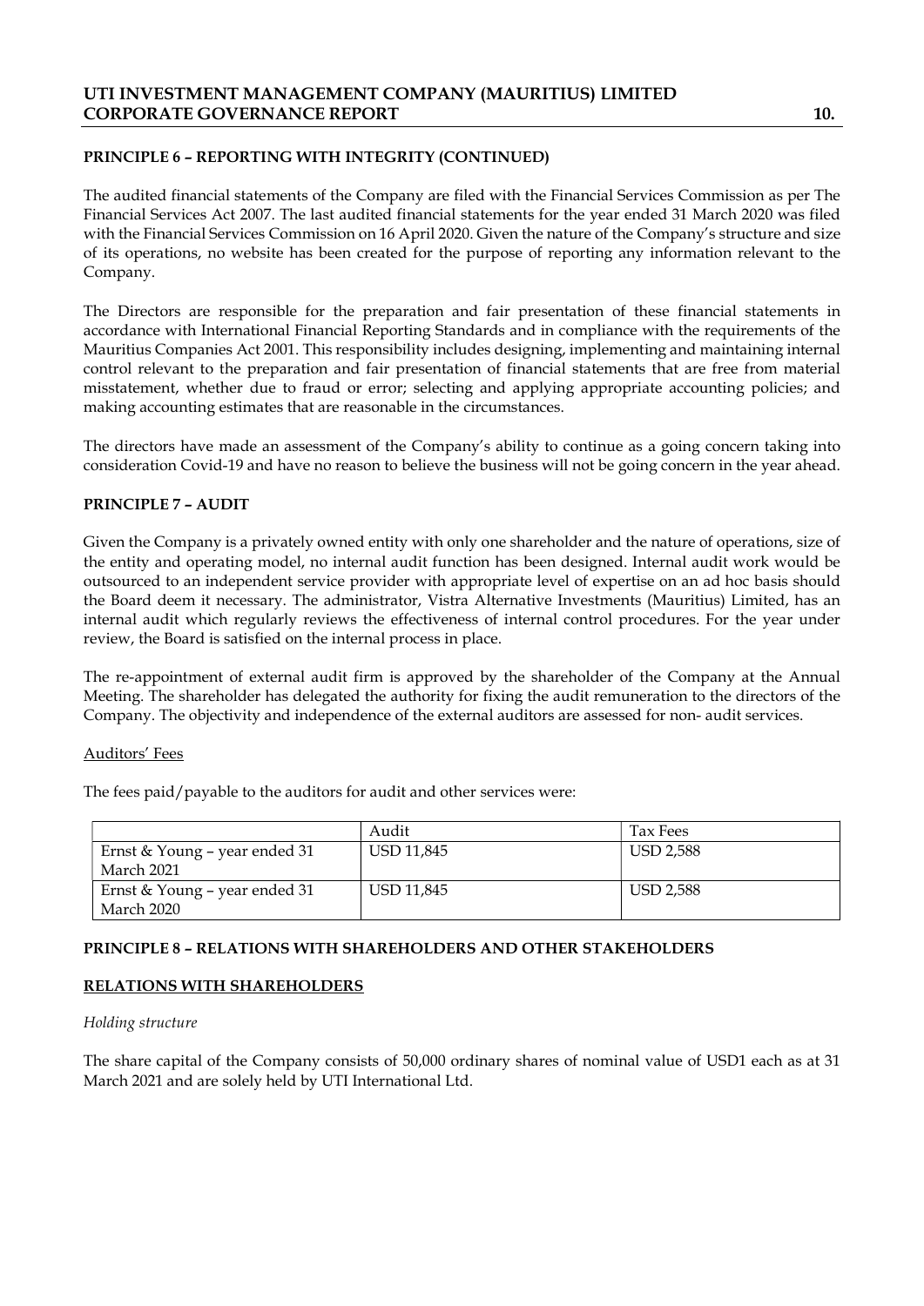## PRINCIPLE 6 – REPORTING WITH INTEGRITY (CONTINUED)

The audited financial statements of the Company are filed with the Financial Services Commission as per The Financial Services Act 2007. The last audited financial statements for the year ended 31 March 2020 was filed with the Financial Services Commission on 16 April 2020. Given the nature of the Company's structure and size of its operations, no website has been created for the purpose of reporting any information relevant to the Company.

The Directors are responsible for the preparation and fair presentation of these financial statements in accordance with International Financial Reporting Standards and in compliance with the requirements of the Mauritius Companies Act 2001. This responsibility includes designing, implementing and maintaining internal control relevant to the preparation and fair presentation of financial statements that are free from material misstatement, whether due to fraud or error; selecting and applying appropriate accounting policies; and making accounting estimates that are reasonable in the circumstances.

The directors have made an assessment of the Company's ability to continue as a going concern taking into consideration Covid-19 and have no reason to believe the business will not be going concern in the year ahead.

## PRINCIPLE 7 – AUDIT

Given the Company is a privately owned entity with only one shareholder and the nature of operations, size of the entity and operating model, no internal audit function has been designed. Internal audit work would be outsourced to an independent service provider with appropriate level of expertise on an ad hoc basis should the Board deem it necessary. The administrator, Vistra Alternative Investments (Mauritius) Limited, has an internal audit which regularly reviews the effectiveness of internal control procedures. For the year under review, the Board is satisfied on the internal process in place.

The re-appointment of external audit firm is approved by the shareholder of the Company at the Annual Meeting. The shareholder has delegated the authority for fixing the audit remuneration to the directors of the Company. The objectivity and independence of the external auditors are assessed for non- audit services.

Auditors' Fees

The fees paid/payable to the auditors for audit and other services were:

| | Audit | Tax Fees |
|---|---|---|
| Ernst & Young – year ended 31 March 2021 | USD 11,845 | USD 2,588 |
| Ernst & Young – year ended 31 March 2020 | USD 11,845 | USD 2,588 |

## PRINCIPLE 8 – RELATIONS WITH SHAREHOLDERS AND OTHER STAKEHOLDERS

### RELATIONS WITH SHAREHOLDERS

*Holding structure*

The share capital of the Company consists of 50,000 ordinary shares of nominal value of USD1 each as at 31 March 2021 and are solely held by UTI International Ltd.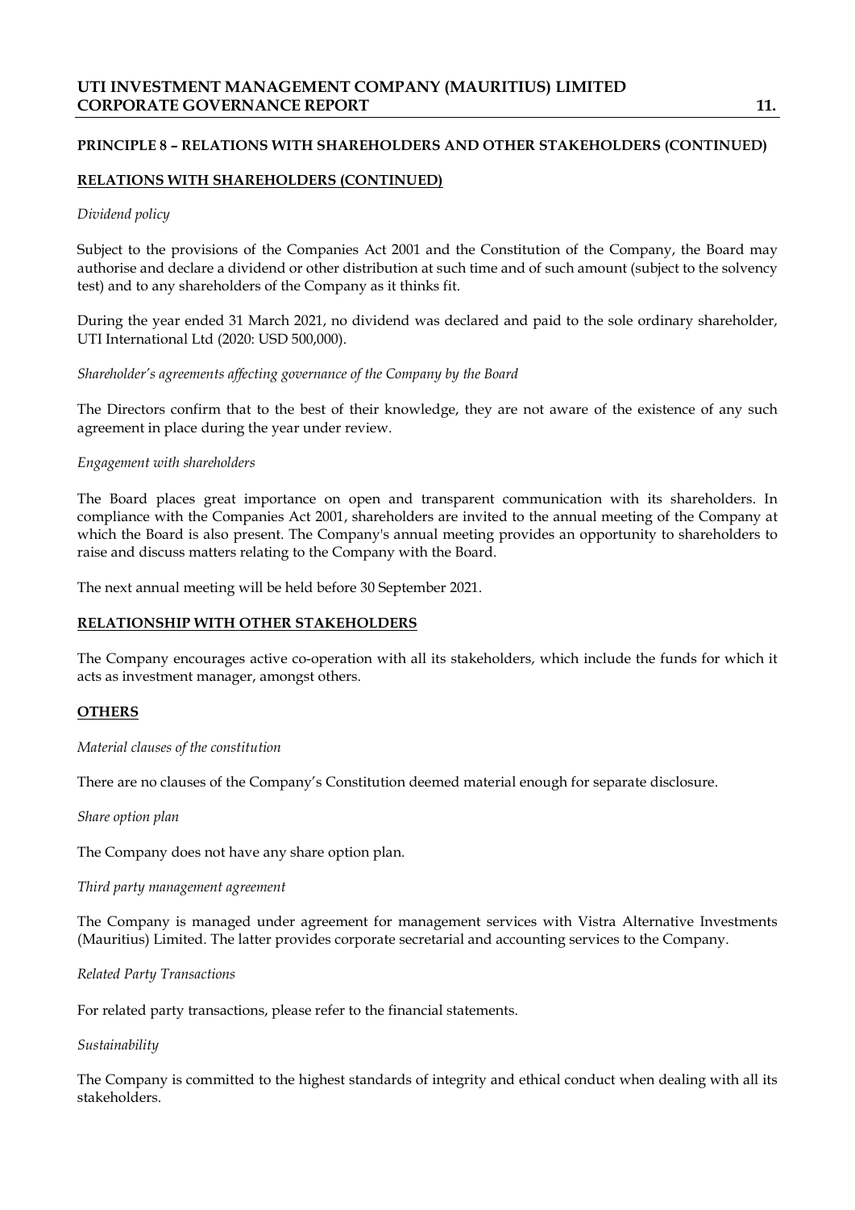## PRINCIPLE 8 – RELATIONS WITH SHAREHOLDERS AND OTHER STAKEHOLDERS (CONTINUED)

### RELATIONS WITH SHAREHOLDERS (CONTINUED)

*Dividend policy*

Subject to the provisions of the Companies Act 2001 and the Constitution of the Company, the Board may authorise and declare a dividend or other distribution at such time and of such amount (subject to the solvency test) and to any shareholders of the Company as it thinks fit.

During the year ended 31 March 2021, no dividend was declared and paid to the sole ordinary shareholder, UTI International Ltd (2020: USD 500,000).

*Shareholder's agreements affecting governance of the Company by the Board*

The Directors confirm that to the best of their knowledge, they are not aware of the existence of any such agreement in place during the year under review.

*Engagement with shareholders*

The Board places great importance on open and transparent communication with its shareholders. In compliance with the Companies Act 2001, shareholders are invited to the annual meeting of the Company at which the Board is also present. The Company's annual meeting provides an opportunity to shareholders to raise and discuss matters relating to the Company with the Board.

The next annual meeting will be held before 30 September 2021.

### RELATIONSHIP WITH OTHER STAKEHOLDERS

The Company encourages active co-operation with all its stakeholders, which include the funds for which it acts as investment manager, amongst others.

### OTHERS

*Material clauses of the constitution*

There are no clauses of the Company's Constitution deemed material enough for separate disclosure.

*Share option plan*

The Company does not have any share option plan.

*Third party management agreement*

The Company is managed under agreement for management services with Vistra Alternative Investments (Mauritius) Limited. The latter provides corporate secretarial and accounting services to the Company.

*Related Party Transactions*

For related party transactions, please refer to the financial statements.

*Sustainability*

The Company is committed to the highest standards of integrity and ethical conduct when dealing with all its stakeholders.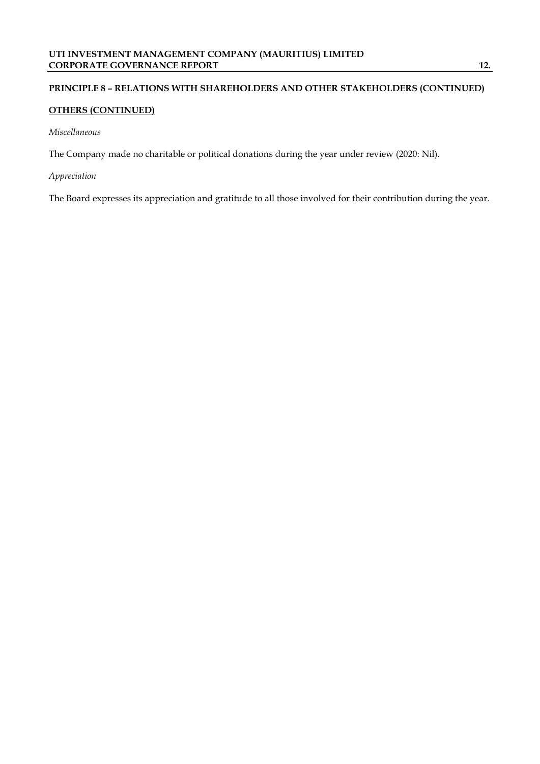## PRINCIPLE 8 – RELATIONS WITH SHAREHOLDERS AND OTHER STAKEHOLDERS (CONTINUED)

### OTHERS (CONTINUED)

*Miscellaneous*

The Company made no charitable or political donations during the year under review (2020: Nil).

*Appreciation*

The Board expresses its appreciation and gratitude to all those involved for their contribution during the year.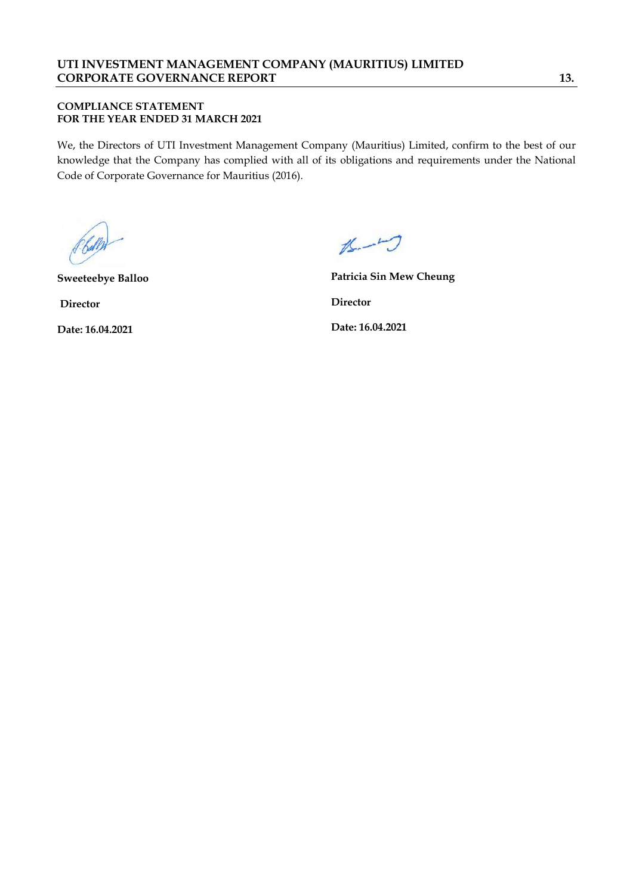## COMPLIANCE STATEMENT
## FOR THE YEAR ENDED 31 MARCH 2021

We, the Directors of UTI Investment Management Company (Mauritius) Limited, confirm to the best of our knowledge that the Company has complied with all of its obligations and requirements under the National Code of Corporate Governance for Mauritius (2016).

| | |
|---|---|
| **Sweeteebye Balloo** | **Patricia Sin Mew Cheung** |
| **Director** | **Director** |
| **Date: 16.04.2021** | **Date: 16.04.2021** |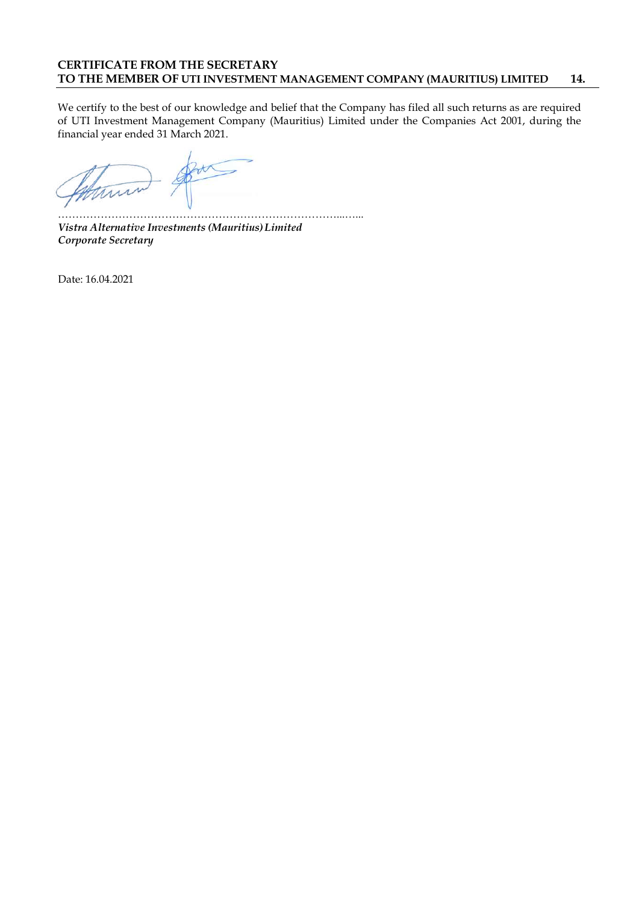## CERTIFICATE FROM THE SECRETARY
## TO THE MEMBER OF UTI INVESTMENT MANAGEMENT COMPANY (MAURITIUS) LIMITED

We certify to the best of our knowledge and belief that the Company has filed all such returns as are required of UTI Investment Management Company (Mauritius) Limited under the Companies Act 2001, during the financial year ended 31 March 2021.

…………………………………………………………………………...…...

***Vistra Alternative Investments (Mauritius) Limited***
***Corporate Secretary***

Date: 16.04.2021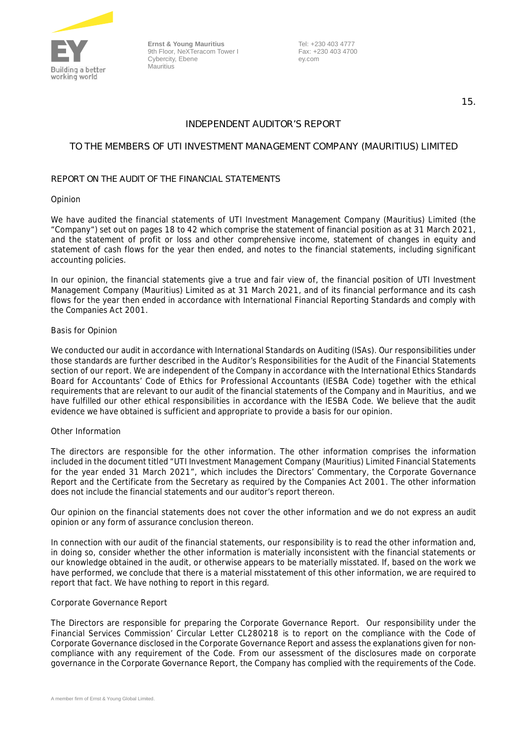Ernst & Young Mauritius
9th Floor, NeXTeracom Tower I
Cybercity, Ebene
Mauritius

Tel: +230 403 4777
Fax: +230 403 4700
ey.com

# INDEPENDENT AUDITOR'S REPORT

## TO THE MEMBERS OF UTI INVESTMENT MANAGEMENT COMPANY (MAURITIUS) LIMITED

### REPORT ON THE AUDIT OF THE FINANCIAL STATEMENTS

#### Opinion

We have audited the financial statements of UTI Investment Management Company (Mauritius) Limited (the "Company") set out on pages 18 to 42 which comprise the statement of financial position as at 31 March 2021, and the statement of profit or loss and other comprehensive income, statement of changes in equity and statement of cash flows for the year then ended, and notes to the financial statements, including significant accounting policies.

In our opinion, the financial statements give a true and fair view of, the financial position of UTI Investment Management Company (Mauritius) Limited as at 31 March 2021, and of its financial performance and its cash flows for the year then ended in accordance with International Financial Reporting Standards and comply with the Companies Act 2001.

#### Basis for Opinion

We conducted our audit in accordance with International Standards on Auditing (ISAs). Our responsibilities under those standards are further described in the Auditor's Responsibilities for the Audit of the Financial Statements section of our report. We are independent of the Company in accordance with the International Ethics Standards Board for Accountants' Code of Ethics for Professional Accountants (IESBA Code) together with the ethical requirements that are relevant to our audit of the financial statements of the Company and in Mauritius, and we have fulfilled our other ethical responsibilities in accordance with the IESBA Code. We believe that the audit evidence we have obtained is sufficient and appropriate to provide a basis for our opinion.

#### Other Information

The directors are responsible for the other information. The other information comprises the information included in the document titled "UTI Investment Management Company (Mauritius) Limited Financial Statements for the year ended 31 March 2021", which includes the Directors' Commentary, the Corporate Governance Report and the Certificate from the Secretary as required by the Companies Act 2001. The other information does not include the financial statements and our auditor's report thereon.

Our opinion on the financial statements does not cover the other information and we do not express an audit opinion or any form of assurance conclusion thereon.

In connection with our audit of the financial statements, our responsibility is to read the other information and, in doing so, consider whether the other information is materially inconsistent with the financial statements or our knowledge obtained in the audit, or otherwise appears to be materially misstated. If, based on the work we have performed, we conclude that there is a material misstatement of this other information, we are required to report that fact. We have nothing to report in this regard.

#### Corporate Governance Report

The Directors are responsible for preparing the Corporate Governance Report. Our responsibility under the Financial Services Commission' Circular Letter CL280218 is to report on the compliance with the Code of Corporate Governance disclosed in the Corporate Governance Report and assess the explanations given for non-compliance with any requirement of the Code. From our assessment of the disclosures made on corporate governance in the Corporate Governance Report, the Company has complied with the requirements of the Code.

A member firm of Ernst & Young Global Limited.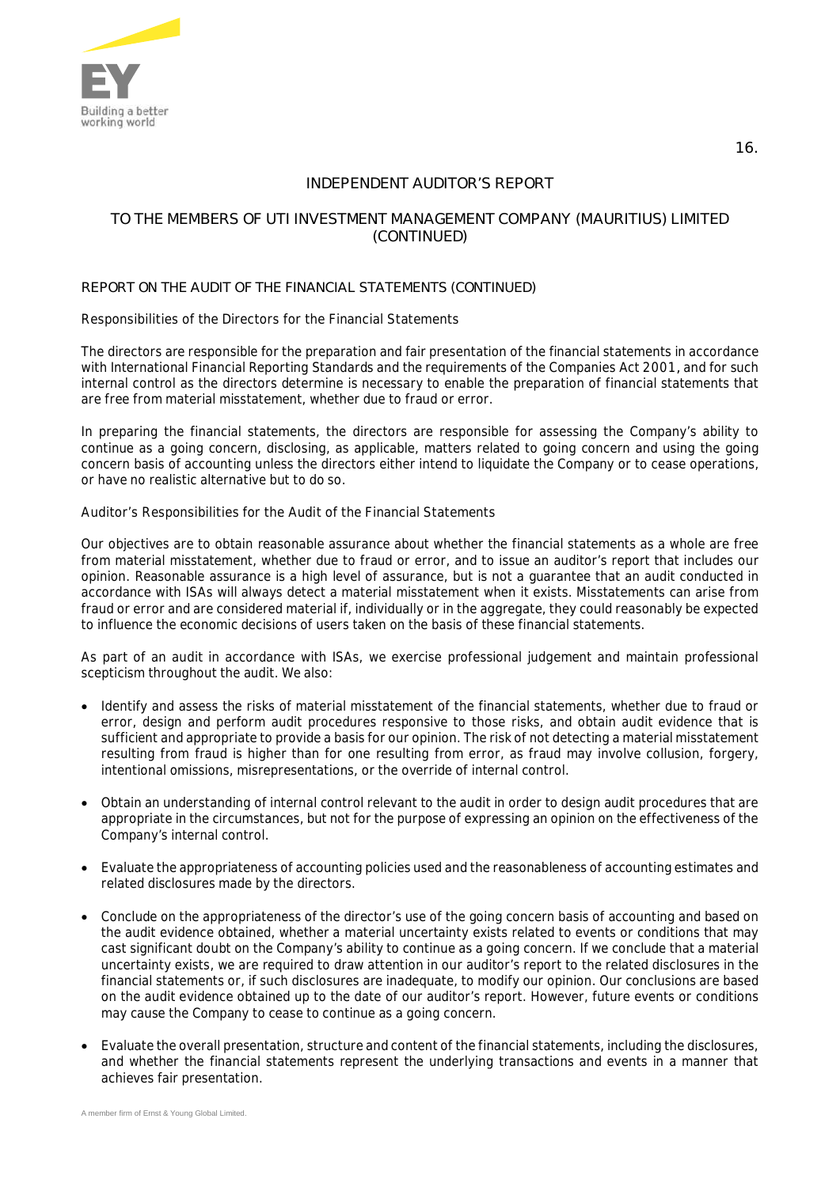# INDEPENDENT AUDITOR'S REPORT

## TO THE MEMBERS OF UTI INVESTMENT MANAGEMENT COMPANY (MAURITIUS) LIMITED (CONTINUED)

### REPORT ON THE AUDIT OF THE FINANCIAL STATEMENTS (CONTINUED)

*Responsibilities of the Directors for the Financial Statements*

The directors are responsible for the preparation and fair presentation of the financial statements in accordance with International Financial Reporting Standards and the requirements of the Companies Act 2001, and for such internal control as the directors determine is necessary to enable the preparation of financial statements that are free from material misstatement, whether due to fraud or error.

In preparing the financial statements, the directors are responsible for assessing the Company's ability to continue as a going concern, disclosing, as applicable, matters related to going concern and using the going concern basis of accounting unless the directors either intend to liquidate the Company or to cease operations, or have no realistic alternative but to do so.

*Auditor's Responsibilities for the Audit of the Financial Statements*

Our objectives are to obtain reasonable assurance about whether the financial statements as a whole are free from material misstatement, whether due to fraud or error, and to issue an auditor's report that includes our opinion. Reasonable assurance is a high level of assurance, but is not a guarantee that an audit conducted in accordance with ISAs will always detect a material misstatement when it exists. Misstatements can arise from fraud or error and are considered material if, individually or in the aggregate, they could reasonably be expected to influence the economic decisions of users taken on the basis of these financial statements.

As part of an audit in accordance with ISAs, we exercise professional judgement and maintain professional scepticism throughout the audit. We also:

- Identify and assess the risks of material misstatement of the financial statements, whether due to fraud or error, design and perform audit procedures responsive to those risks, and obtain audit evidence that is sufficient and appropriate to provide a basis for our opinion. The risk of not detecting a material misstatement resulting from fraud is higher than for one resulting from error, as fraud may involve collusion, forgery, intentional omissions, misrepresentations, or the override of internal control.

- Obtain an understanding of internal control relevant to the audit in order to design audit procedures that are appropriate in the circumstances, but not for the purpose of expressing an opinion on the effectiveness of the Company's internal control.

- Evaluate the appropriateness of accounting policies used and the reasonableness of accounting estimates and related disclosures made by the directors.

- Conclude on the appropriateness of the director's use of the going concern basis of accounting and based on the audit evidence obtained, whether a material uncertainty exists related to events or conditions that may cast significant doubt on the Company's ability to continue as a going concern. If we conclude that a material uncertainty exists, we are required to draw attention in our auditor's report to the related disclosures in the financial statements or, if such disclosures are inadequate, to modify our opinion. Our conclusions are based on the audit evidence obtained up to the date of our auditor's report. However, future events or conditions may cause the Company to cease to continue as a going concern.

- Evaluate the overall presentation, structure and content of the financial statements, including the disclosures, and whether the financial statements represent the underlying transactions and events in a manner that achieves fair presentation.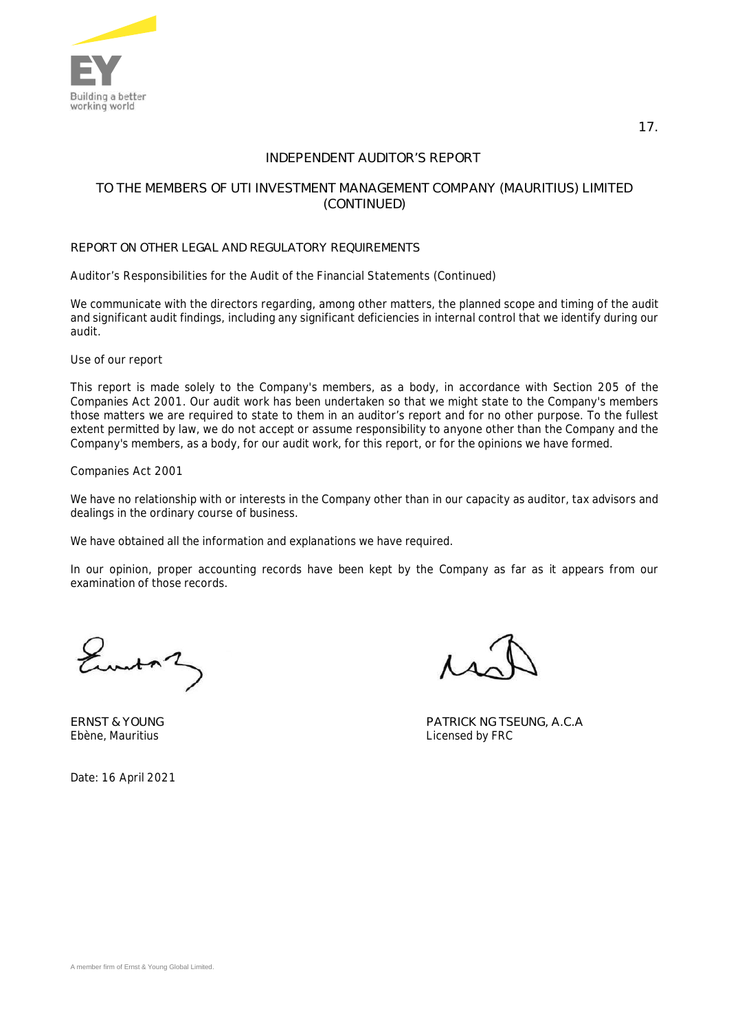# INDEPENDENT AUDITOR'S REPORT

## TO THE MEMBERS OF UTI INVESTMENT MANAGEMENT COMPANY (MAURITIUS) LIMITED (CONTINUED)

### REPORT ON OTHER LEGAL AND REGULATORY REQUIREMENTS

Auditor's Responsibilities for the Audit of the Financial Statements (Continued)

We communicate with the directors regarding, among other matters, the planned scope and timing of the audit and significant audit findings, including any significant deficiencies in internal control that we identify during our audit.

Use of our report

This report is made solely to the Company's members, as a body, in accordance with Section 205 of the Companies Act 2001. Our audit work has been undertaken so that we might state to the Company's members those matters we are required to state to them in an auditor's report and for no other purpose. To the fullest extent permitted by law, we do not accept or assume responsibility to anyone other than the Company and the Company's members, as a body, for our audit work, for this report, or for the opinions we have formed.

Companies Act 2001

We have no relationship with or interests in the Company other than in our capacity as auditor, tax advisors and dealings in the ordinary course of business.

We have obtained all the information and explanations we have required.

In our opinion, proper accounting records have been kept by the Company as far as it appears from our examination of those records.

ERNST & YOUNG
Ebène, Mauritius

PATRICK NG TSEUNG, A.C.A
Licensed by FRC

Date: 16 April 2021

A member firm of Ernst & Young Global Limited.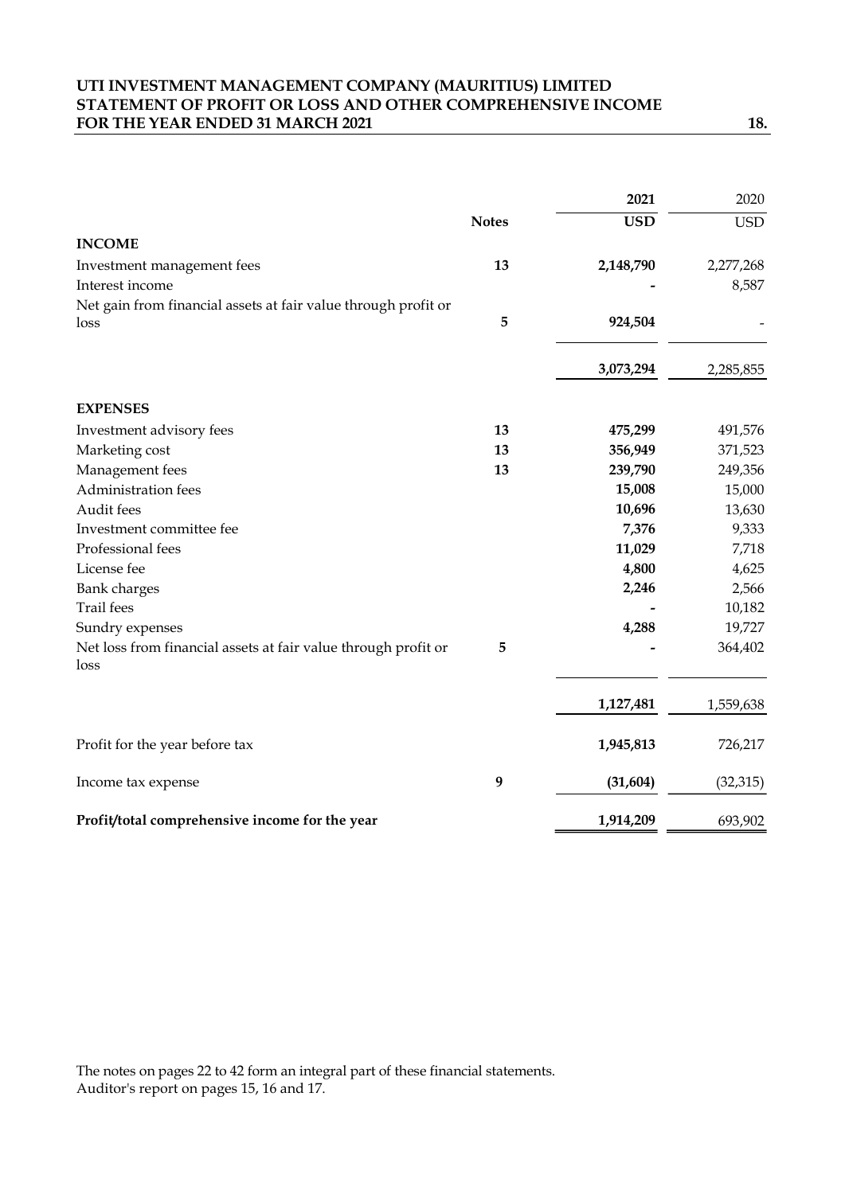# UTI INVESTMENT MANAGEMENT COMPANY (MAURITIUS) LIMITED
## STATEMENT OF PROFIT OR LOSS AND OTHER COMPREHENSIVE INCOME
## FOR THE YEAR ENDED 31 MARCH 2021

| | Notes | **2021** | 2020 |
|---|---|---|---|
| | | **USD** | USD |
| **INCOME** | | | |
| Investment management fees | **13** | **2,148,790** | 2,277,268 |
| Interest income | | **-** | 8,587 |
| Net gain from financial assets at fair value through profit or loss | **5** | **924,504** | - |
| | | **3,073,294** | 2,285,855 |
| **EXPENSES** | | | |
| Investment advisory fees | **13** | **475,299** | 491,576 |
| Marketing cost | **13** | **356,949** | 371,523 |
| Management fees | **13** | **239,790** | 249,356 |
| Administration fees | | **15,008** | 15,000 |
| Audit fees | | **10,696** | 13,630 |
| Investment committee fee | | **7,376** | 9,333 |
| Professional fees | | **11,029** | 7,718 |
| License fee | | **4,800** | 4,625 |
| Bank charges | | **2,246** | 2,566 |
| Trail fees | | **-** | 10,182 |
| Sundry expenses | | **4,288** | 19,727 |
| Net loss from financial assets at fair value through profit or loss | **5** | **-** | 364,402 |
| | | **1,127,481** | 1,559,638 |
| Profit for the year before tax | | **1,945,813** | 726,217 |
| Income tax expense | **9** | **(31,604)** | (32,315) |
| **Profit/total comprehensive income for the year** | | **1,914,209** | 693,902 |

The notes on pages 22 to 42 form an integral part of these financial statements.
Auditor's report on pages 15, 16 and 17.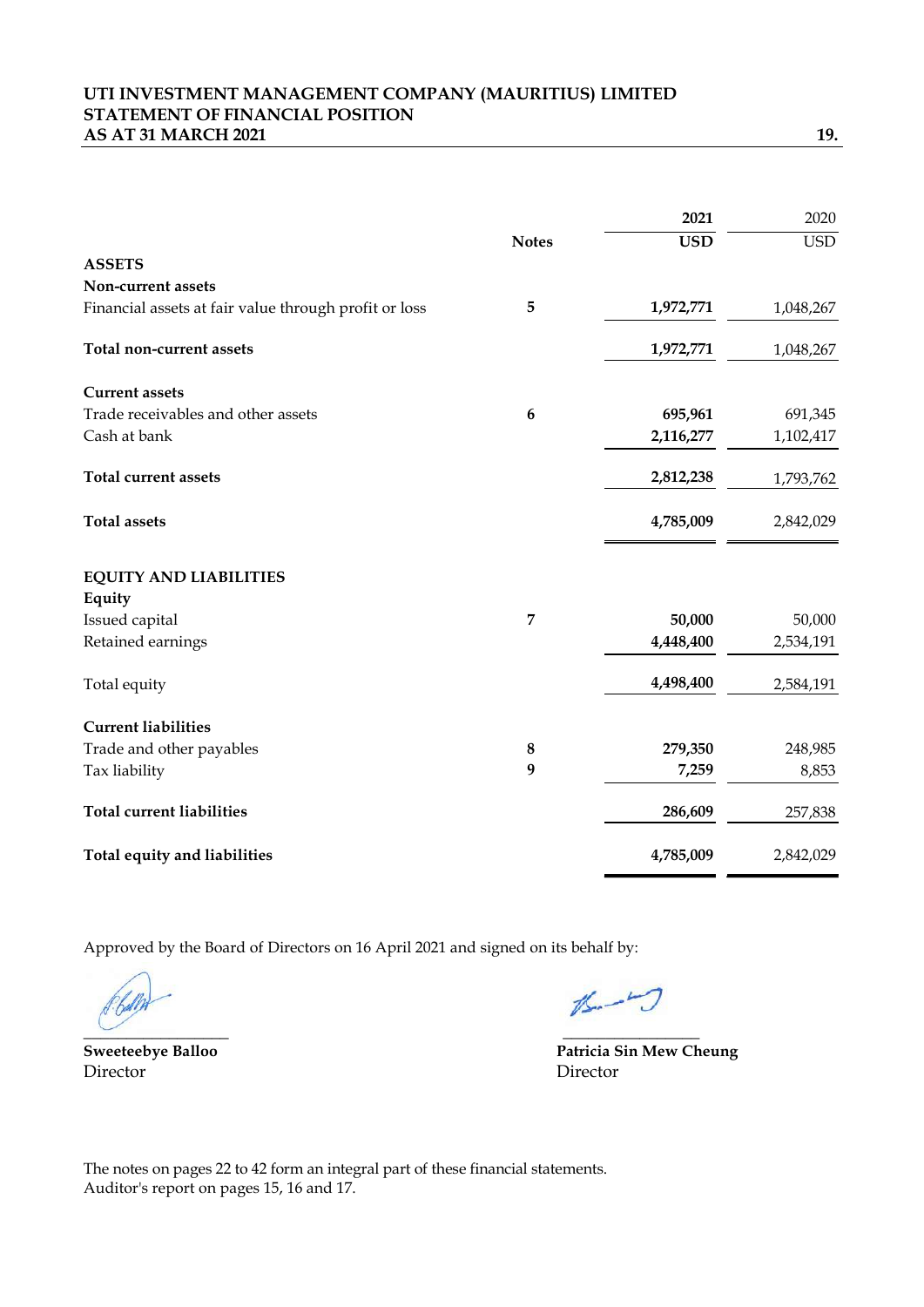# UTI INVESTMENT MANAGEMENT COMPANY (MAURITIUS) LIMITED
## STATEMENT OF FINANCIAL POSITION
## AS AT 31 MARCH 2021

| | Notes | 2021 | 2020 |
|---|---|---|---|
| | | **USD** | USD |
| **ASSETS** | | | |
| **Non-current assets** | | | |
| Financial assets at fair value through profit or loss | **5** | **1,972,771** | 1,048,267 |
| **Total non-current assets** | | **1,972,771** | 1,048,267 |
| **Current assets** | | | |
| Trade receivables and other assets | **6** | **695,961** | 691,345 |
| Cash at bank | | **2,116,277** | 1,102,417 |
| **Total current assets** | | **2,812,238** | 1,793,762 |
| **Total assets** | | **4,785,009** | 2,842,029 |
| **EQUITY AND LIABILITIES** | | | |
| **Equity** | | | |
| Issued capital | **7** | **50,000** | 50,000 |
| Retained earnings | | **4,448,400** | 2,534,191 |
| Total equity | | **4,498,400** | 2,584,191 |
| **Current liabilities** | | | |
| Trade and other payables | **8** | **279,350** | 248,985 |
| Tax liability | **9** | **7,259** | 8,853 |
| **Total current liabilities** | | **286,609** | 257,838 |
| **Total equity and liabilities** | | **4,785,009** | 2,842,029 |

Approved by the Board of Directors on 16 April 2021 and signed on its behalf by:

**Sweeteebye Balloo**
Director

**Patricia Sin Mew Cheung**
Director

The notes on pages 22 to 42 form an integral part of these financial statements.
Auditor's report on pages 15, 16 and 17.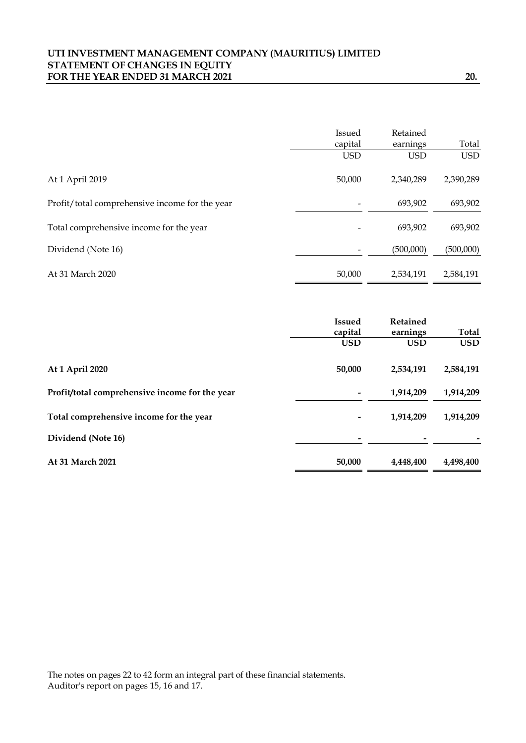# UTI INVESTMENT MANAGEMENT COMPANY (MAURITIUS) LIMITED
## STATEMENT OF CHANGES IN EQUITY
## FOR THE YEAR ENDED 31 MARCH 2021

| | Issued capital | Retained earnings | Total |
|---|---|---|---|
| | USD | USD | USD |
| At 1 April 2019 | 50,000 | 2,340,289 | 2,390,289 |
| Profit/total comprehensive income for the year | - | 693,902 | 693,902 |
| Total comprehensive income for the year | - | 693,902 | 693,902 |
| Dividend (Note 16) | - | (500,000) | (500,000) |
| At 31 March 2020 | 50,000 | 2,534,191 | 2,584,191 |

| | **Issued capital** | **Retained earnings** | **Total** |
|---|---|---|---|
| | **USD** | **USD** | **USD** |
| **At 1 April 2020** | **50,000** | **2,534,191** | **2,584,191** |
| **Profit/total comprehensive income for the year** | **-** | **1,914,209** | **1,914,209** |
| **Total comprehensive income for the year** | **-** | **1,914,209** | **1,914,209** |
| **Dividend (Note 16)** | **-** | **-** | **-** |
| **At 31 March 2021** | **50,000** | **4,448,400** | **4,498,400** |

The notes on pages 22 to 42 form an integral part of these financial statements.
Auditor's report on pages 15, 16 and 17.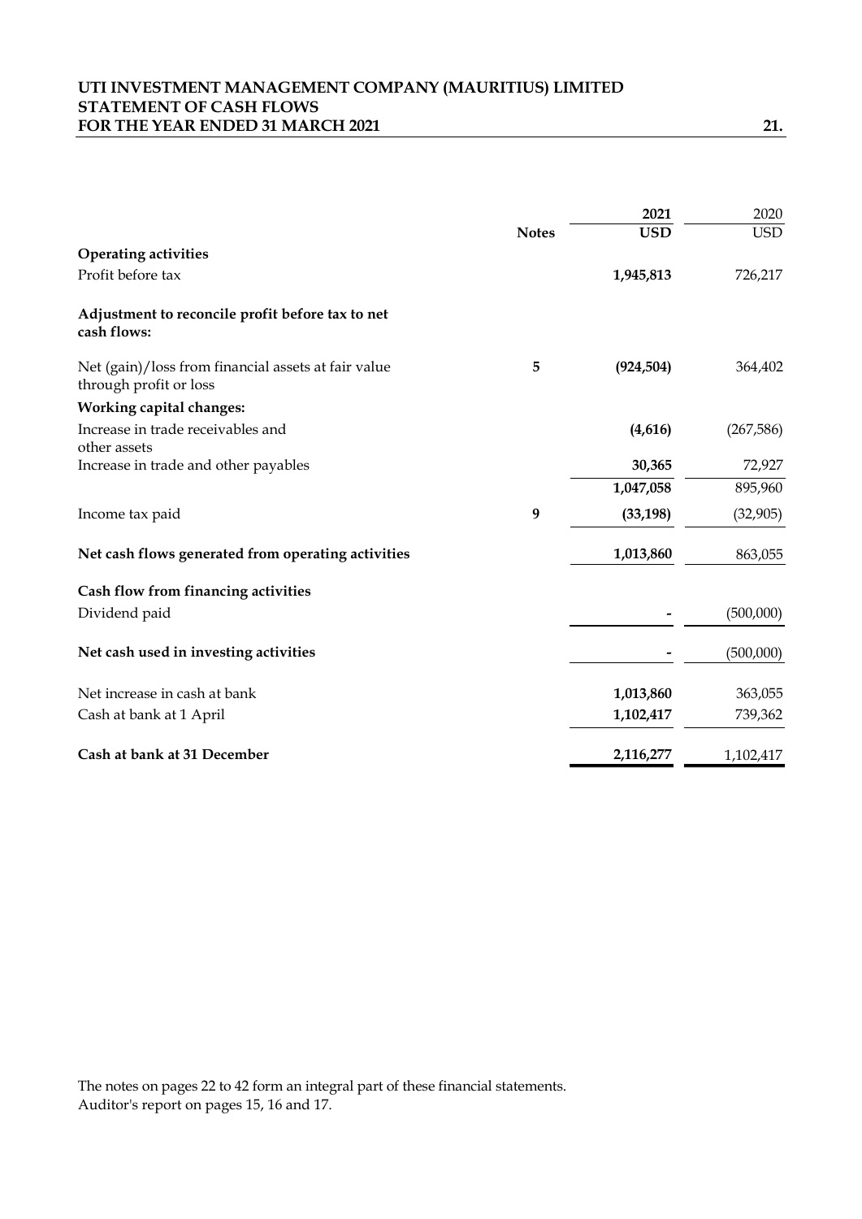# UTI INVESTMENT MANAGEMENT COMPANY (MAURITIUS) LIMITED
## STATEMENT OF CASH FLOWS
## FOR THE YEAR ENDED 31 MARCH 2021

| | Notes | 2021 | 2020 |
|---|---|---|---|
| | | **USD** | USD |
| **Operating activities** | | | |
| Profit before tax | | **1,945,813** | 726,217 |
| **Adjustment to reconcile profit before tax to net cash flows:** | | | |
| Net (gain)/loss from financial assets at fair value through profit or loss | 5 | **(924,504)** | 364,402 |
| **Working capital changes:** | | | |
| Increase in trade receivables and other assets | | **(4,616)** | (267,586) |
| Increase in trade and other payables | | **30,365** | 72,927 |
| | | **1,047,058** | 895,960 |
| Income tax paid | 9 | **(33,198)** | (32,905) |
| **Net cash flows generated from operating activities** | | **1,013,860** | 863,055 |
| **Cash flow from financing activities** | | | |
| Dividend paid | | **-** | (500,000) |
| **Net cash used in investing activities** | | **-** | (500,000) |
| Net increase in cash at bank | | **1,013,860** | 363,055 |
| Cash at bank at 1 April | | **1,102,417** | 739,362 |
| **Cash at bank at 31 December** | | **2,116,277** | 1,102,417 |

The notes on pages 22 to 42 form an integral part of these financial statements.
Auditor's report on pages 15, 16 and 17.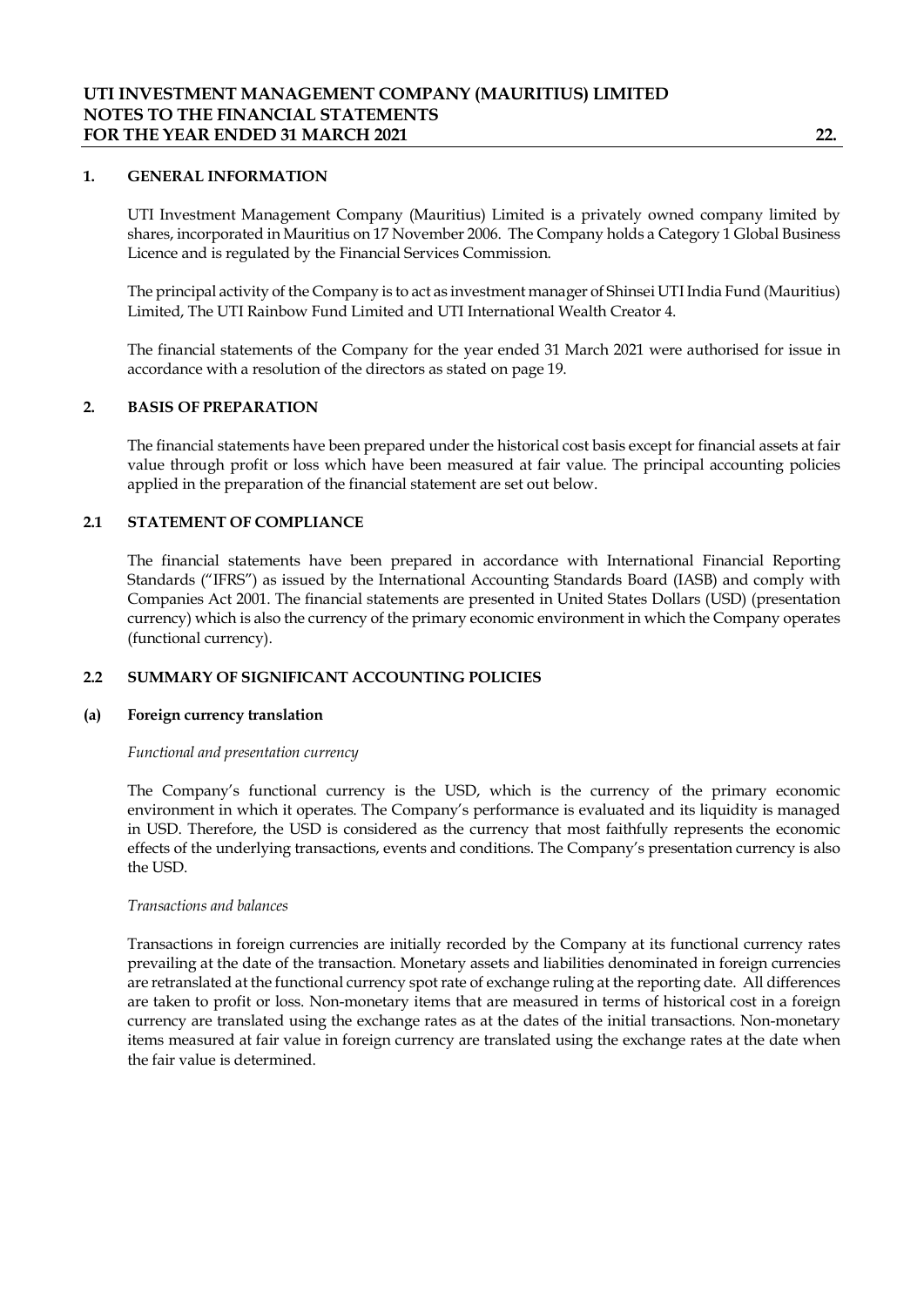## 1. GENERAL INFORMATION

UTI Investment Management Company (Mauritius) Limited is a privately owned company limited by shares, incorporated in Mauritius on 17 November 2006. The Company holds a Category 1 Global Business Licence and is regulated by the Financial Services Commission.

The principal activity of the Company is to act as investment manager of Shinsei UTI India Fund (Mauritius) Limited, The UTI Rainbow Fund Limited and UTI International Wealth Creator 4.

The financial statements of the Company for the year ended 31 March 2021 were authorised for issue in accordance with a resolution of the directors as stated on page 19.

## 2. BASIS OF PREPARATION

The financial statements have been prepared under the historical cost basis except for financial assets at fair value through profit or loss which have been measured at fair value. The principal accounting policies applied in the preparation of the financial statement are set out below.

### 2.1 STATEMENT OF COMPLIANCE

The financial statements have been prepared in accordance with International Financial Reporting Standards ("IFRS") as issued by the International Accounting Standards Board (IASB) and comply with Companies Act 2001. The financial statements are presented in United States Dollars (USD) (presentation currency) which is also the currency of the primary economic environment in which the Company operates (functional currency).

### 2.2 SUMMARY OF SIGNIFICANT ACCOUNTING POLICIES

#### (a) Foreign currency translation

*Functional and presentation currency*

The Company's functional currency is the USD, which is the currency of the primary economic environment in which it operates. The Company's performance is evaluated and its liquidity is managed in USD. Therefore, the USD is considered as the currency that most faithfully represents the economic effects of the underlying transactions, events and conditions. The Company's presentation currency is also the USD.

*Transactions and balances*

Transactions in foreign currencies are initially recorded by the Company at its functional currency rates prevailing at the date of the transaction. Monetary assets and liabilities denominated in foreign currencies are retranslated at the functional currency spot rate of exchange ruling at the reporting date. All differences are taken to profit or loss. Non-monetary items that are measured in terms of historical cost in a foreign currency are translated using the exchange rates as at the dates of the initial transactions. Non-monetary items measured at fair value in foreign currency are translated using the exchange rates at the date when the fair value is determined.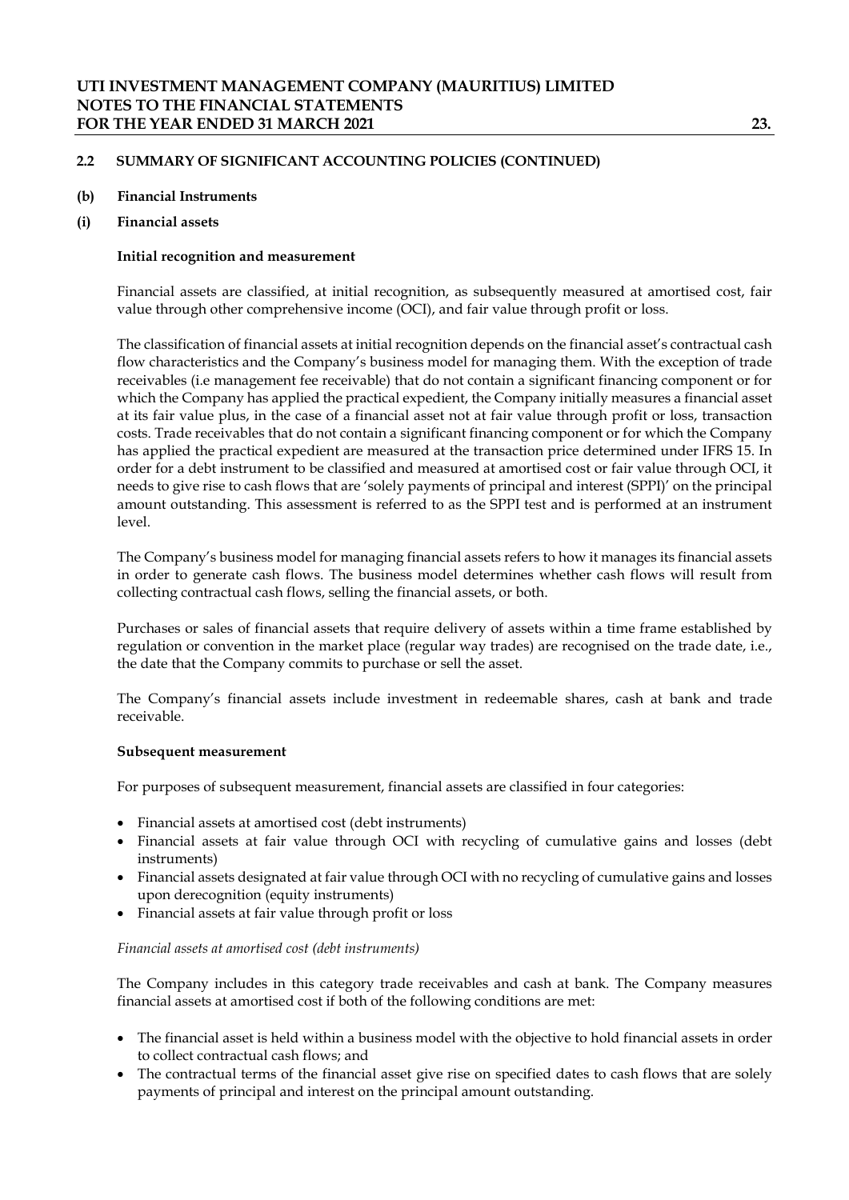## 2.2 SUMMARY OF SIGNIFICANT ACCOUNTING POLICIES (CONTINUED)

### (b) Financial Instruments

### (i) Financial assets

**Initial recognition and measurement**

Financial assets are classified, at initial recognition, as subsequently measured at amortised cost, fair value through other comprehensive income (OCI), and fair value through profit or loss.

The classification of financial assets at initial recognition depends on the financial asset's contractual cash flow characteristics and the Company's business model for managing them. With the exception of trade receivables (i.e management fee receivable) that do not contain a significant financing component or for which the Company has applied the practical expedient, the Company initially measures a financial asset at its fair value plus, in the case of a financial asset not at fair value through profit or loss, transaction costs. Trade receivables that do not contain a significant financing component or for which the Company has applied the practical expedient are measured at the transaction price determined under IFRS 15. In order for a debt instrument to be classified and measured at amortised cost or fair value through OCI, it needs to give rise to cash flows that are 'solely payments of principal and interest (SPPI)' on the principal amount outstanding. This assessment is referred to as the SPPI test and is performed at an instrument level.

The Company's business model for managing financial assets refers to how it manages its financial assets in order to generate cash flows. The business model determines whether cash flows will result from collecting contractual cash flows, selling the financial assets, or both.

Purchases or sales of financial assets that require delivery of assets within a time frame established by regulation or convention in the market place (regular way trades) are recognised on the trade date, i.e., the date that the Company commits to purchase or sell the asset.

The Company's financial assets include investment in redeemable shares, cash at bank and trade receivable.

**Subsequent measurement**

For purposes of subsequent measurement, financial assets are classified in four categories:

- Financial assets at amortised cost (debt instruments)
- Financial assets at fair value through OCI with recycling of cumulative gains and losses (debt instruments)
- Financial assets designated at fair value through OCI with no recycling of cumulative gains and losses upon derecognition (equity instruments)
- Financial assets at fair value through profit or loss

*Financial assets at amortised cost (debt instruments)*

The Company includes in this category trade receivables and cash at bank. The Company measures financial assets at amortised cost if both of the following conditions are met:

- The financial asset is held within a business model with the objective to hold financial assets in order to collect contractual cash flows; and
- The contractual terms of the financial asset give rise on specified dates to cash flows that are solely payments of principal and interest on the principal amount outstanding.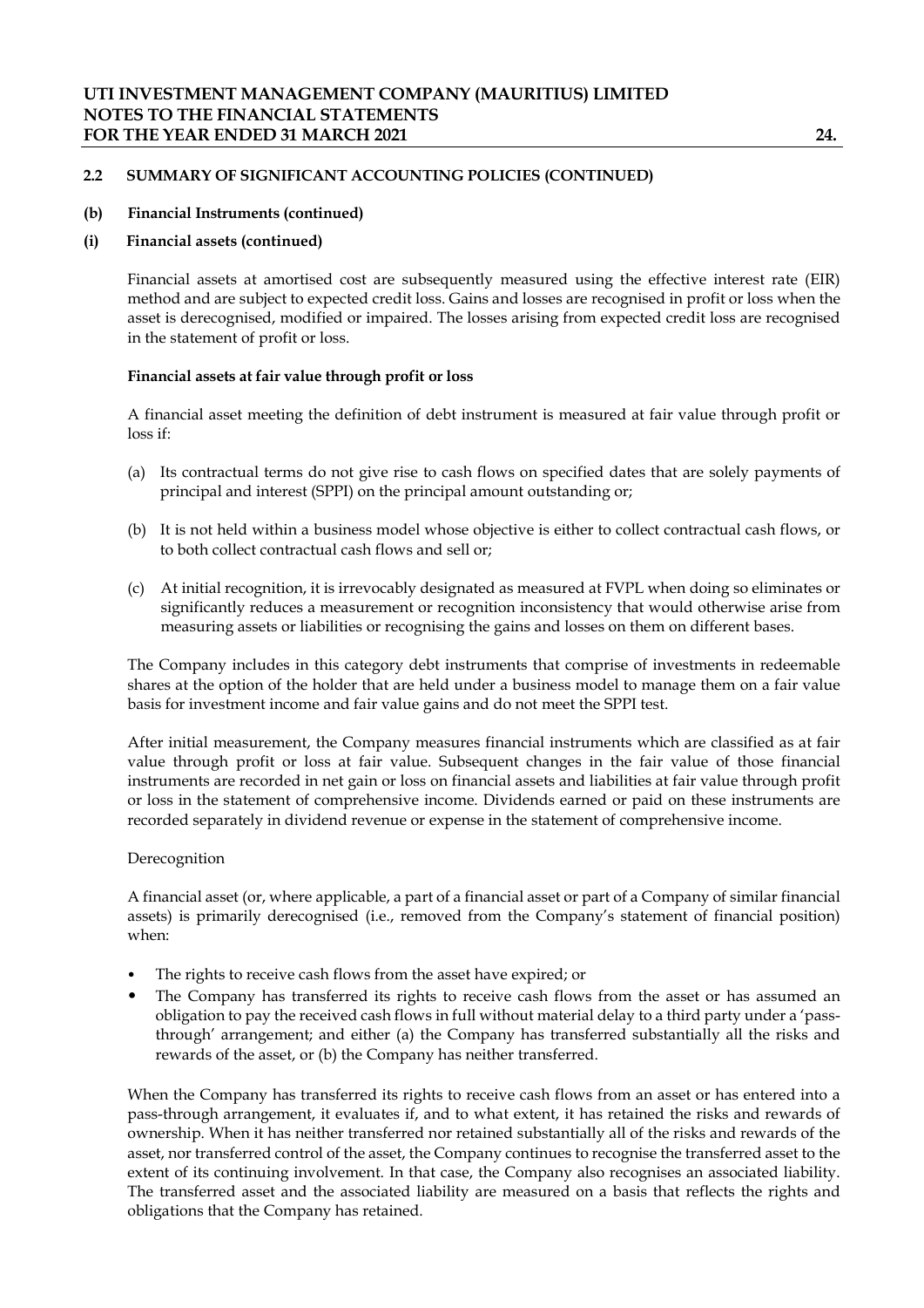## 2.2 SUMMARY OF SIGNIFICANT ACCOUNTING POLICIES (CONTINUED)

### (b) Financial Instruments (continued)

### (i) Financial assets (continued)

Financial assets at amortised cost are subsequently measured using the effective interest rate (EIR) method and are subject to expected credit loss. Gains and losses are recognised in profit or loss when the asset is derecognised, modified or impaired. The losses arising from expected credit loss are recognised in the statement of profit or loss.

**Financial assets at fair value through profit or loss**

A financial asset meeting the definition of debt instrument is measured at fair value through profit or loss if:

(a) Its contractual terms do not give rise to cash flows on specified dates that are solely payments of principal and interest (SPPI) on the principal amount outstanding or;

(b) It is not held within a business model whose objective is either to collect contractual cash flows, or to both collect contractual cash flows and sell or;

(c) At initial recognition, it is irrevocably designated as measured at FVPL when doing so eliminates or significantly reduces a measurement or recognition inconsistency that would otherwise arise from measuring assets or liabilities or recognising the gains and losses on them on different bases.

The Company includes in this category debt instruments that comprise of investments in redeemable shares at the option of the holder that are held under a business model to manage them on a fair value basis for investment income and fair value gains and do not meet the SPPI test.

After initial measurement, the Company measures financial instruments which are classified as at fair value through profit or loss at fair value. Subsequent changes in the fair value of those financial instruments are recorded in net gain or loss on financial assets and liabilities at fair value through profit or loss in the statement of comprehensive income. Dividends earned or paid on these instruments are recorded separately in dividend revenue or expense in the statement of comprehensive income.

Derecognition

A financial asset (or, where applicable, a part of a financial asset or part of a Company of similar financial assets) is primarily derecognised (i.e., removed from the Company's statement of financial position) when:

- The rights to receive cash flows from the asset have expired; or
- The Company has transferred its rights to receive cash flows from the asset or has assumed an obligation to pay the received cash flows in full without material delay to a third party under a 'pass-through' arrangement; and either (a) the Company has transferred substantially all the risks and rewards of the asset, or (b) the Company has neither transferred.

When the Company has transferred its rights to receive cash flows from an asset or has entered into a pass-through arrangement, it evaluates if, and to what extent, it has retained the risks and rewards of ownership. When it has neither transferred nor retained substantially all of the risks and rewards of the asset, nor transferred control of the asset, the Company continues to recognise the transferred asset to the extent of its continuing involvement. In that case, the Company also recognises an associated liability. The transferred asset and the associated liability are measured on a basis that reflects the rights and obligations that the Company has retained.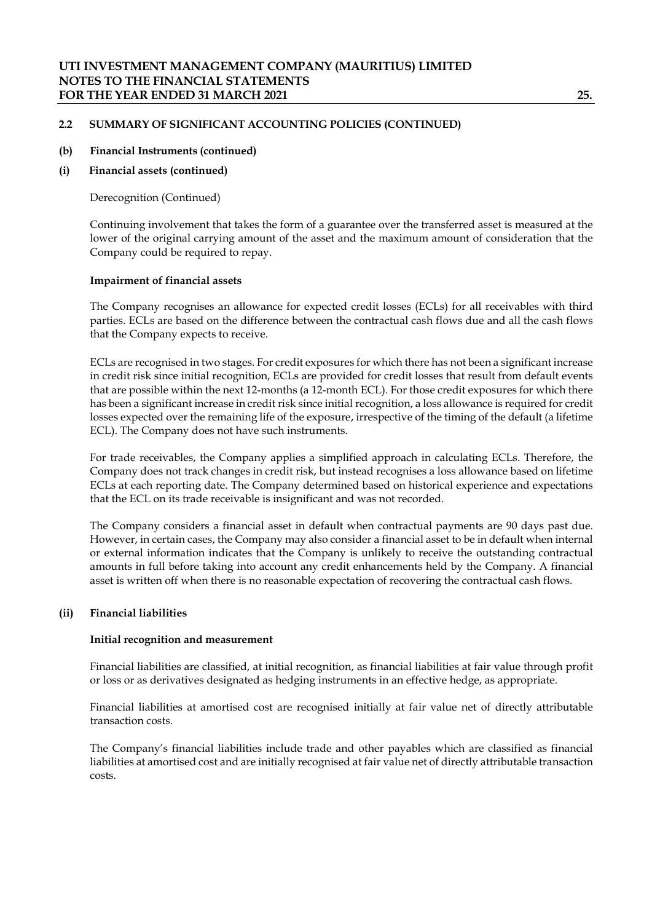## 2.2 SUMMARY OF SIGNIFICANT ACCOUNTING POLICIES (CONTINUED)

### (b) Financial Instruments (continued)

### (i) Financial assets (continued)

Derecognition (Continued)

Continuing involvement that takes the form of a guarantee over the transferred asset is measured at the lower of the original carrying amount of the asset and the maximum amount of consideration that the Company could be required to repay.

**Impairment of financial assets**

The Company recognises an allowance for expected credit losses (ECLs) for all receivables with third parties. ECLs are based on the difference between the contractual cash flows due and all the cash flows that the Company expects to receive.

ECLs are recognised in two stages. For credit exposures for which there has not been a significant increase in credit risk since initial recognition, ECLs are provided for credit losses that result from default events that are possible within the next 12-months (a 12-month ECL). For those credit exposures for which there has been a significant increase in credit risk since initial recognition, a loss allowance is required for credit losses expected over the remaining life of the exposure, irrespective of the timing of the default (a lifetime ECL). The Company does not have such instruments.

For trade receivables, the Company applies a simplified approach in calculating ECLs. Therefore, the Company does not track changes in credit risk, but instead recognises a loss allowance based on lifetime ECLs at each reporting date. The Company determined based on historical experience and expectations that the ECL on its trade receivable is insignificant and was not recorded.

The Company considers a financial asset in default when contractual payments are 90 days past due. However, in certain cases, the Company may also consider a financial asset to be in default when internal or external information indicates that the Company is unlikely to receive the outstanding contractual amounts in full before taking into account any credit enhancements held by the Company. A financial asset is written off when there is no reasonable expectation of recovering the contractual cash flows.

### (ii) Financial liabilities

**Initial recognition and measurement**

Financial liabilities are classified, at initial recognition, as financial liabilities at fair value through profit or loss or as derivatives designated as hedging instruments in an effective hedge, as appropriate.

Financial liabilities at amortised cost are recognised initially at fair value net of directly attributable transaction costs.

The Company's financial liabilities include trade and other payables which are classified as financial liabilities at amortised cost and are initially recognised at fair value net of directly attributable transaction costs.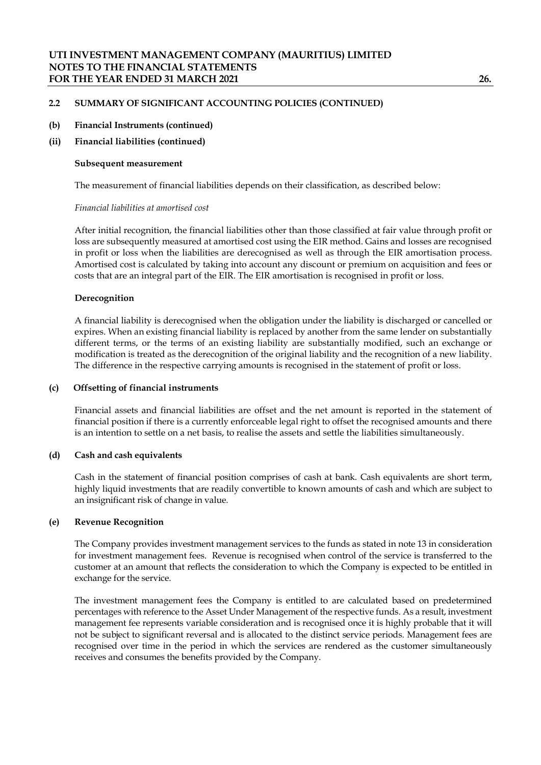## 2.2 SUMMARY OF SIGNIFICANT ACCOUNTING POLICIES (CONTINUED)

### (b) Financial Instruments (continued)

### (ii) Financial liabilities (continued)

**Subsequent measurement**

The measurement of financial liabilities depends on their classification, as described below:

*Financial liabilities at amortised cost*

After initial recognition, the financial liabilities other than those classified at fair value through profit or loss are subsequently measured at amortised cost using the EIR method. Gains and losses are recognised in profit or loss when the liabilities are derecognised as well as through the EIR amortisation process. Amortised cost is calculated by taking into account any discount or premium on acquisition and fees or costs that are an integral part of the EIR. The EIR amortisation is recognised in profit or loss.

**Derecognition**

A financial liability is derecognised when the obligation under the liability is discharged or cancelled or expires. When an existing financial liability is replaced by another from the same lender on substantially different terms, or the terms of an existing liability are substantially modified, such an exchange or modification is treated as the derecognition of the original liability and the recognition of a new liability. The difference in the respective carrying amounts is recognised in the statement of profit or loss.

### (c) Offsetting of financial instruments

Financial assets and financial liabilities are offset and the net amount is reported in the statement of financial position if there is a currently enforceable legal right to offset the recognised amounts and there is an intention to settle on a net basis, to realise the assets and settle the liabilities simultaneously.

### (d) Cash and cash equivalents

Cash in the statement of financial position comprises of cash at bank. Cash equivalents are short term, highly liquid investments that are readily convertible to known amounts of cash and which are subject to an insignificant risk of change in value.

### (e) Revenue Recognition

The Company provides investment management services to the funds as stated in note 13 in consideration for investment management fees. Revenue is recognised when control of the service is transferred to the customer at an amount that reflects the consideration to which the Company is expected to be entitled in exchange for the service.

The investment management fees the Company is entitled to are calculated based on predetermined percentages with reference to the Asset Under Management of the respective funds. As a result, investment management fee represents variable consideration and is recognised once it is highly probable that it will not be subject to significant reversal and is allocated to the distinct service periods. Management fees are recognised over time in the period in which the services are rendered as the customer simultaneously receives and consumes the benefits provided by the Company.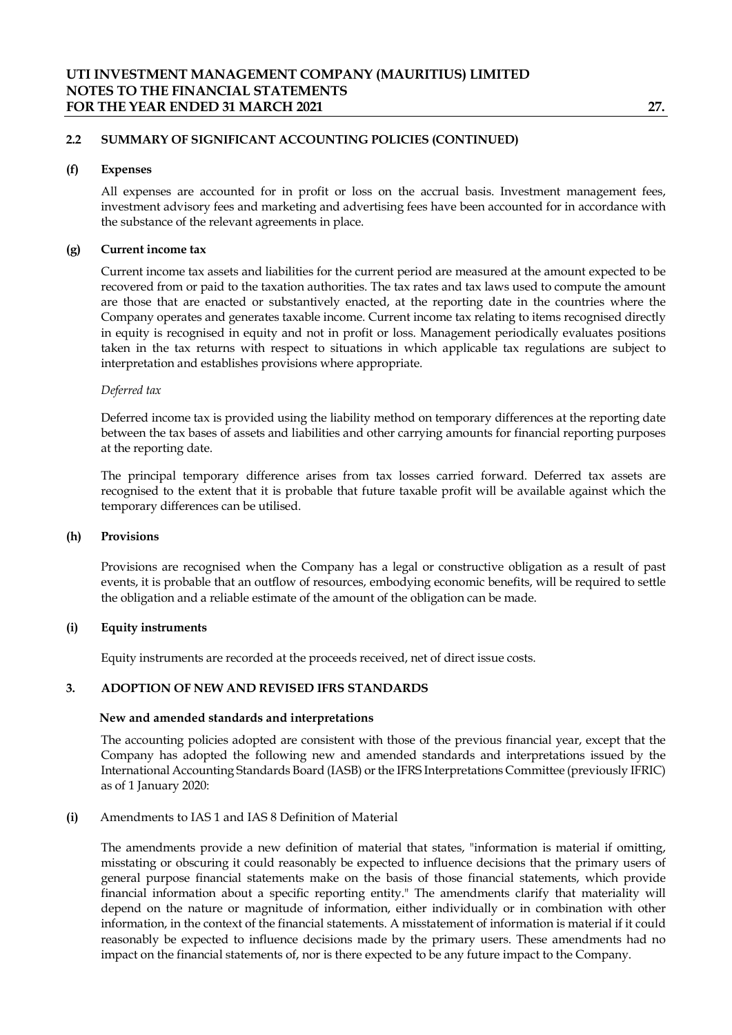### 2.2 SUMMARY OF SIGNIFICANT ACCOUNTING POLICIES (CONTINUED)

**(f) Expenses**

All expenses are accounted for in profit or loss on the accrual basis. Investment management fees, investment advisory fees and marketing and advertising fees have been accounted for in accordance with the substance of the relevant agreements in place.

**(g) Current income tax**

Current income tax assets and liabilities for the current period are measured at the amount expected to be recovered from or paid to the taxation authorities. The tax rates and tax laws used to compute the amount are those that are enacted or substantively enacted, at the reporting date in the countries where the Company operates and generates taxable income. Current income tax relating to items recognised directly in equity is recognised in equity and not in profit or loss. Management periodically evaluates positions taken in the tax returns with respect to situations in which applicable tax regulations are subject to interpretation and establishes provisions where appropriate.

*Deferred tax*

Deferred income tax is provided using the liability method on temporary differences at the reporting date between the tax bases of assets and liabilities and other carrying amounts for financial reporting purposes at the reporting date.

The principal temporary difference arises from tax losses carried forward. Deferred tax assets are recognised to the extent that it is probable that future taxable profit will be available against which the temporary differences can be utilised.

**(h) Provisions**

Provisions are recognised when the Company has a legal or constructive obligation as a result of past events, it is probable that an outflow of resources, embodying economic benefits, will be required to settle the obligation and a reliable estimate of the amount of the obligation can be made.

**(i) Equity instruments**

Equity instruments are recorded at the proceeds received, net of direct issue costs.

## 3. ADOPTION OF NEW AND REVISED IFRS STANDARDS

**New and amended standards and interpretations**

The accounting policies adopted are consistent with those of the previous financial year, except that the Company has adopted the following new and amended standards and interpretations issued by the International Accounting Standards Board (IASB) or the IFRS Interpretations Committee (previously IFRIC) as of 1 January 2020:

**(i)** Amendments to IAS 1 and IAS 8 Definition of Material

The amendments provide a new definition of material that states, "information is material if omitting, misstating or obscuring it could reasonably be expected to influence decisions that the primary users of general purpose financial statements make on the basis of those financial statements, which provide financial information about a specific reporting entity." The amendments clarify that materiality will depend on the nature or magnitude of information, either individually or in combination with other information, in the context of the financial statements. A misstatement of information is material if it could reasonably be expected to influence decisions made by the primary users. These amendments had no impact on the financial statements of, nor is there expected to be any future impact to the Company.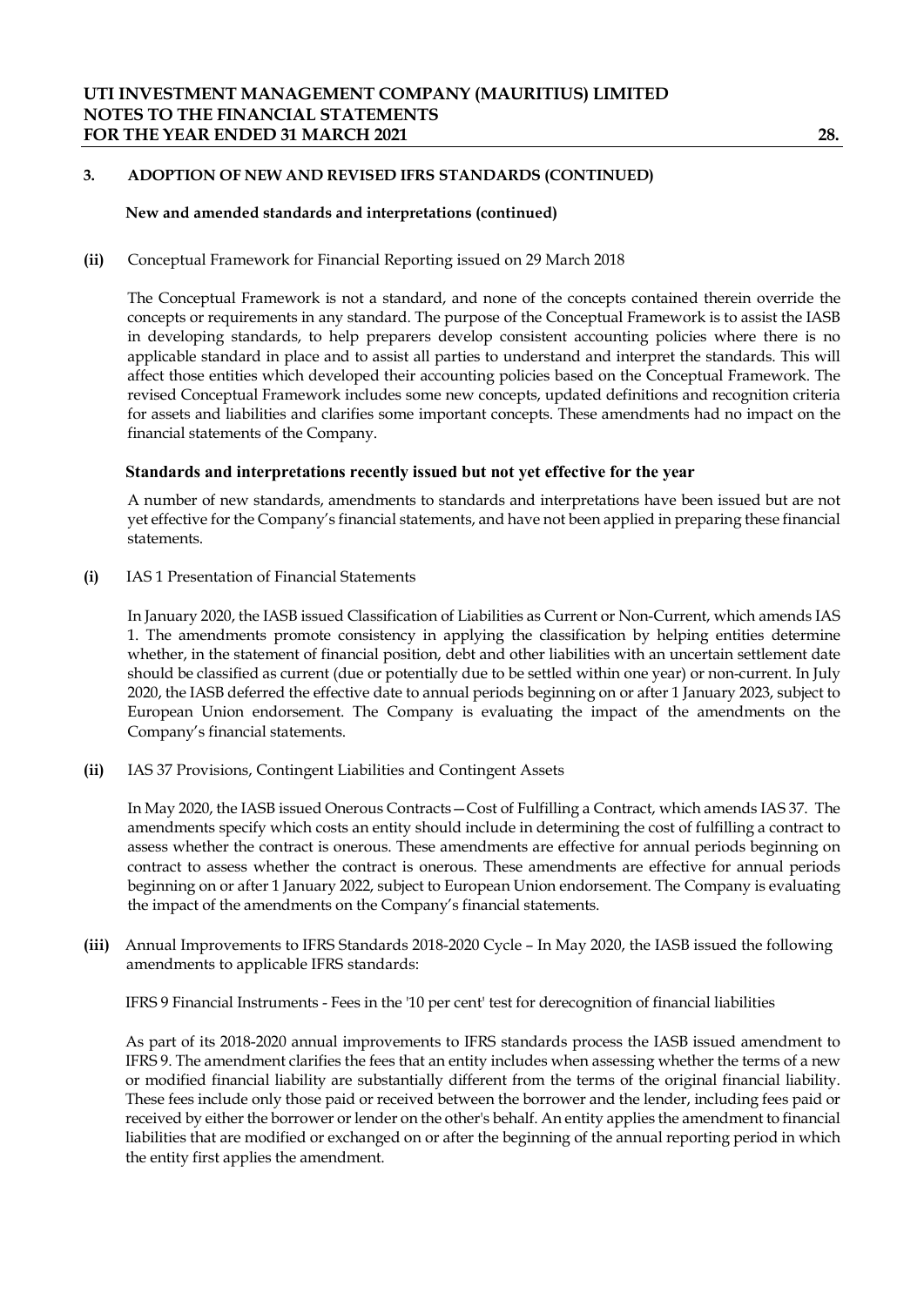## 3. ADOPTION OF NEW AND REVISED IFRS STANDARDS (CONTINUED)

**New and amended standards and interpretations (continued)**

**(ii)** Conceptual Framework for Financial Reporting issued on 29 March 2018

The Conceptual Framework is not a standard, and none of the concepts contained therein override the concepts or requirements in any standard. The purpose of the Conceptual Framework is to assist the IASB in developing standards, to help preparers develop consistent accounting policies where there is no applicable standard in place and to assist all parties to understand and interpret the standards. This will affect those entities which developed their accounting policies based on the Conceptual Framework. The revised Conceptual Framework includes some new concepts, updated definitions and recognition criteria for assets and liabilities and clarifies some important concepts. These amendments had no impact on the financial statements of the Company.

**Standards and interpretations recently issued but not yet effective for the year**

A number of new standards, amendments to standards and interpretations have been issued but are not yet effective for the Company's financial statements, and have not been applied in preparing these financial statements.

**(i)** IAS 1 Presentation of Financial Statements

In January 2020, the IASB issued Classification of Liabilities as Current or Non-Current, which amends IAS 1. The amendments promote consistency in applying the classification by helping entities determine whether, in the statement of financial position, debt and other liabilities with an uncertain settlement date should be classified as current (due or potentially due to be settled within one year) or non-current. In July 2020, the IASB deferred the effective date to annual periods beginning on or after 1 January 2023, subject to European Union endorsement. The Company is evaluating the impact of the amendments on the Company's financial statements.

**(ii)** IAS 37 Provisions, Contingent Liabilities and Contingent Assets

In May 2020, the IASB issued Onerous Contracts—Cost of Fulfilling a Contract, which amends IAS 37. The amendments specify which costs an entity should include in determining the cost of fulfilling a contract to assess whether the contract is onerous. These amendments are effective for annual periods beginning on contract to assess whether the contract is onerous. These amendments are effective for annual periods beginning on or after 1 January 2022, subject to European Union endorsement. The Company is evaluating the impact of the amendments on the Company's financial statements.

**(iii)** Annual Improvements to IFRS Standards 2018-2020 Cycle – In May 2020, the IASB issued the following amendments to applicable IFRS standards:

IFRS 9 Financial Instruments - Fees in the '10 per cent' test for derecognition of financial liabilities

As part of its 2018-2020 annual improvements to IFRS standards process the IASB issued amendment to IFRS 9. The amendment clarifies the fees that an entity includes when assessing whether the terms of a new or modified financial liability are substantially different from the terms of the original financial liability. These fees include only those paid or received between the borrower and the lender, including fees paid or received by either the borrower or lender on the other's behalf. An entity applies the amendment to financial liabilities that are modified or exchanged on or after the beginning of the annual reporting period in which the entity first applies the amendment.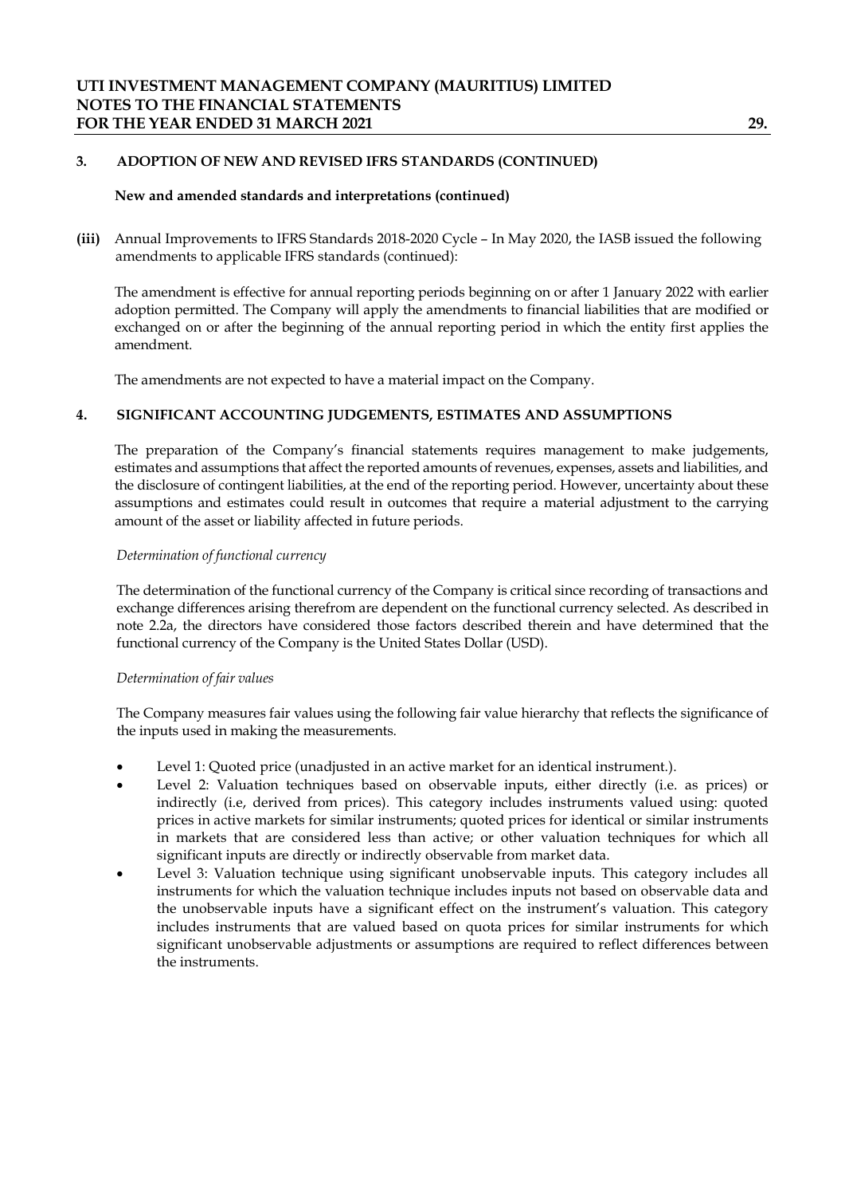## 3. ADOPTION OF NEW AND REVISED IFRS STANDARDS (CONTINUED)

**New and amended standards and interpretations (continued)**

**(iii)** Annual Improvements to IFRS Standards 2018-2020 Cycle – In May 2020, the IASB issued the following amendments to applicable IFRS standards (continued):

The amendment is effective for annual reporting periods beginning on or after 1 January 2022 with earlier adoption permitted. The Company will apply the amendments to financial liabilities that are modified or exchanged on or after the beginning of the annual reporting period in which the entity first applies the amendment.

The amendments are not expected to have a material impact on the Company.

## 4. SIGNIFICANT ACCOUNTING JUDGEMENTS, ESTIMATES AND ASSUMPTIONS

The preparation of the Company's financial statements requires management to make judgements, estimates and assumptions that affect the reported amounts of revenues, expenses, assets and liabilities, and the disclosure of contingent liabilities, at the end of the reporting period. However, uncertainty about these assumptions and estimates could result in outcomes that require a material adjustment to the carrying amount of the asset or liability affected in future periods.

*Determination of functional currency*

The determination of the functional currency of the Company is critical since recording of transactions and exchange differences arising therefrom are dependent on the functional currency selected. As described in note 2.2a, the directors have considered those factors described therein and have determined that the functional currency of the Company is the United States Dollar (USD).

*Determination of fair values*

The Company measures fair values using the following fair value hierarchy that reflects the significance of the inputs used in making the measurements.

- Level 1: Quoted price (unadjusted in an active market for an identical instrument.).
- Level 2: Valuation techniques based on observable inputs, either directly (i.e. as prices) or indirectly (i.e, derived from prices). This category includes instruments valued using: quoted prices in active markets for similar instruments; quoted prices for identical or similar instruments in markets that are considered less than active; or other valuation techniques for which all significant inputs are directly or indirectly observable from market data.
- Level 3: Valuation technique using significant unobservable inputs. This category includes all instruments for which the valuation technique includes inputs not based on observable data and the unobservable inputs have a significant effect on the instrument's valuation. This category includes instruments that are valued based on quota prices for similar instruments for which significant unobservable adjustments or assumptions are required to reflect differences between the instruments.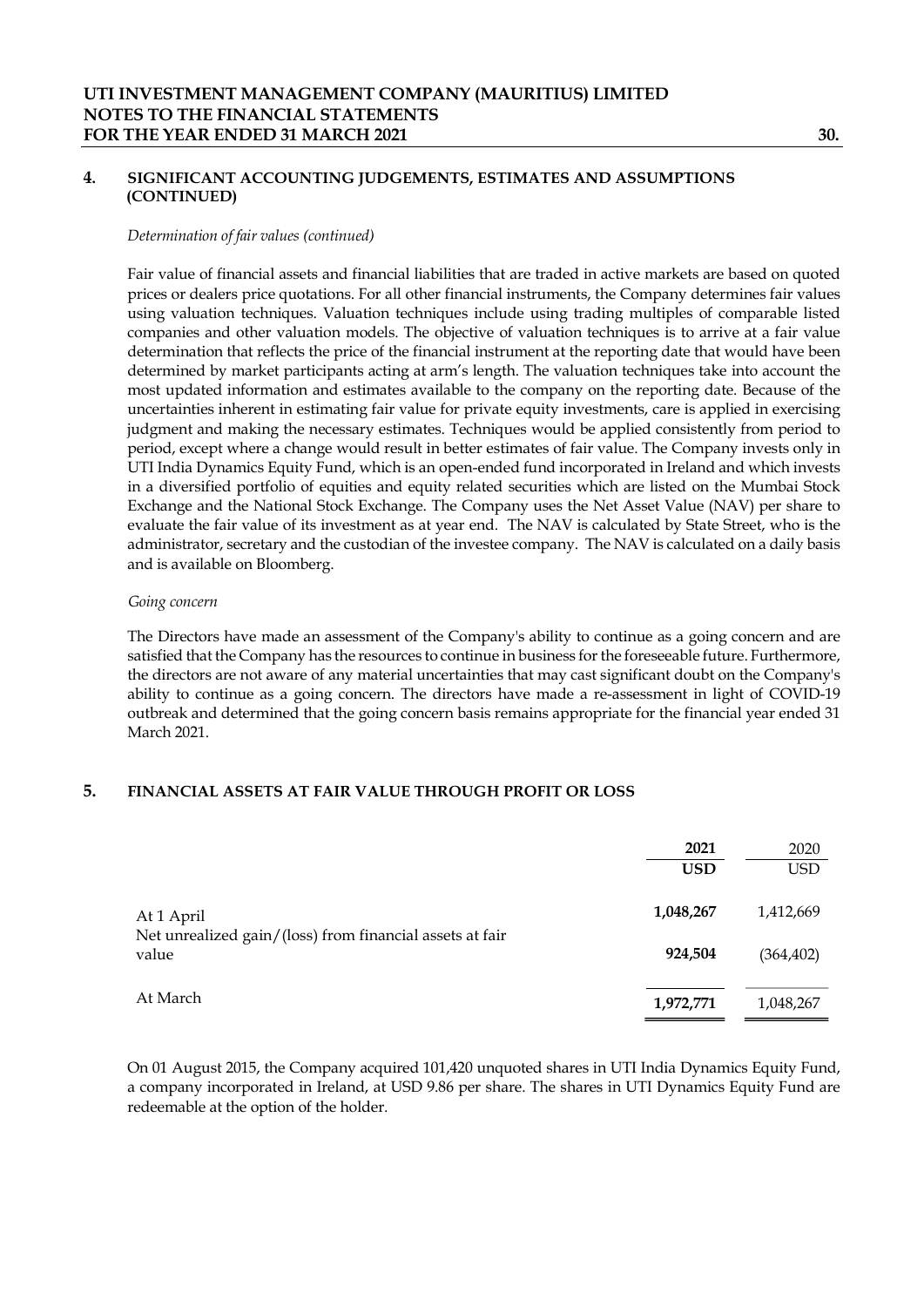## 4. SIGNIFICANT ACCOUNTING JUDGEMENTS, ESTIMATES AND ASSUMPTIONS (CONTINUED)

*Determination of fair values (continued)*

Fair value of financial assets and financial liabilities that are traded in active markets are based on quoted prices or dealers price quotations. For all other financial instruments, the Company determines fair values using valuation techniques. Valuation techniques include using trading multiples of comparable listed companies and other valuation models. The objective of valuation techniques is to arrive at a fair value determination that reflects the price of the financial instrument at the reporting date that would have been determined by market participants acting at arm's length. The valuation techniques take into account the most updated information and estimates available to the company on the reporting date. Because of the uncertainties inherent in estimating fair value for private equity investments, care is applied in exercising judgment and making the necessary estimates. Techniques would be applied consistently from period to period, except where a change would result in better estimates of fair value. The Company invests only in UTI India Dynamics Equity Fund, which is an open-ended fund incorporated in Ireland and which invests in a diversified portfolio of equities and equity related securities which are listed on the Mumbai Stock Exchange and the National Stock Exchange. The Company uses the Net Asset Value (NAV) per share to evaluate the fair value of its investment as at year end. The NAV is calculated by State Street, who is the administrator, secretary and the custodian of the investee company. The NAV is calculated on a daily basis and is available on Bloomberg.

*Going concern*

The Directors have made an assessment of the Company's ability to continue as a going concern and are satisfied that the Company has the resources to continue in business for the foreseeable future. Furthermore, the directors are not aware of any material uncertainties that may cast significant doubt on the Company's ability to continue as a going concern. The directors have made a re-assessment in light of COVID-19 outbreak and determined that the going concern basis remains appropriate for the financial year ended 31 March 2021.

## 5. FINANCIAL ASSETS AT FAIR VALUE THROUGH PROFIT OR LOSS

| | **2021** | 2020 |
|---|---|---|
| | **USD** | USD |
| At 1 April | **1,048,267** | 1,412,669 |
| Net unrealized gain/(loss) from financial assets at fair value | **924,504** | (364,402) |
| At March | **1,972,771** | 1,048,267 |

On 01 August 2015, the Company acquired 101,420 unquoted shares in UTI India Dynamics Equity Fund, a company incorporated in Ireland, at USD 9.86 per share. The shares in UTI Dynamics Equity Fund are redeemable at the option of the holder.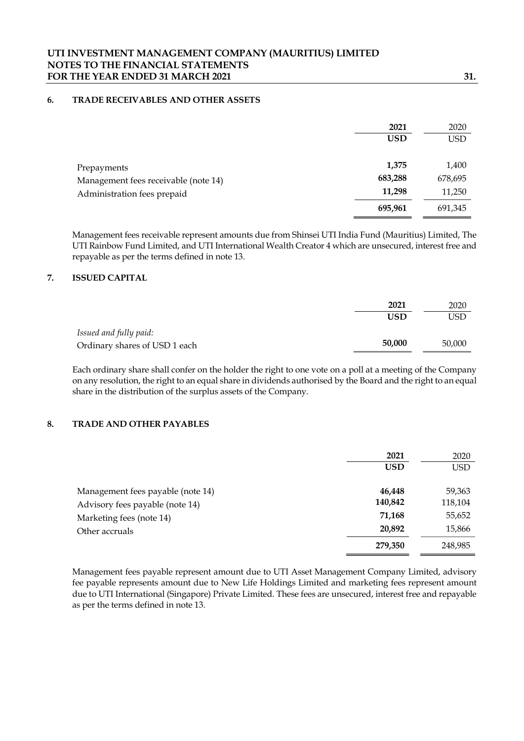### 6. TRADE RECEIVABLES AND OTHER ASSETS

| | 2021 | 2020 |
|---|---|---|
| | **USD** | USD |
| Prepayments | **1,375** | 1,400 |
| Management fees receivable (note 14) | **683,288** | 678,695 |
| Administration fees prepaid | **11,298** | 11,250 |
| | **695,961** | 691,345 |

Management fees receivable represent amounts due from Shinsei UTI India Fund (Mauritius) Limited, The UTI Rainbow Fund Limited, and UTI International Wealth Creator 4 which are unsecured, interest free and repayable as per the terms defined in note 13.

### 7. ISSUED CAPITAL

| | 2021 | 2020 |
|---|---|---|
| | **USD** | USD |
| *Issued and fully paid:* | | |
| Ordinary shares of USD 1 each | **50,000** | 50,000 |

Each ordinary share shall confer on the holder the right to one vote on a poll at a meeting of the Company on any resolution, the right to an equal share in dividends authorised by the Board and the right to an equal share in the distribution of the surplus assets of the Company.

### 8. TRADE AND OTHER PAYABLES

| | 2021 | 2020 |
|---|---|---|
| | **USD** | USD |
| Management fees payable (note 14) | **46,448** | 59,363 |
| Advisory fees payable (note 14) | **140,842** | 118,104 |
| Marketing fees (note 14) | **71,168** | 55,652 |
| Other accruals | **20,892** | 15,866 |
| | **279,350** | 248,985 |

Management fees payable represent amount due to UTI Asset Management Company Limited, advisory fee payable represents amount due to New Life Holdings Limited and marketing fees represent amount due to UTI International (Singapore) Private Limited. These fees are unsecured, interest free and repayable as per the terms defined in note 13.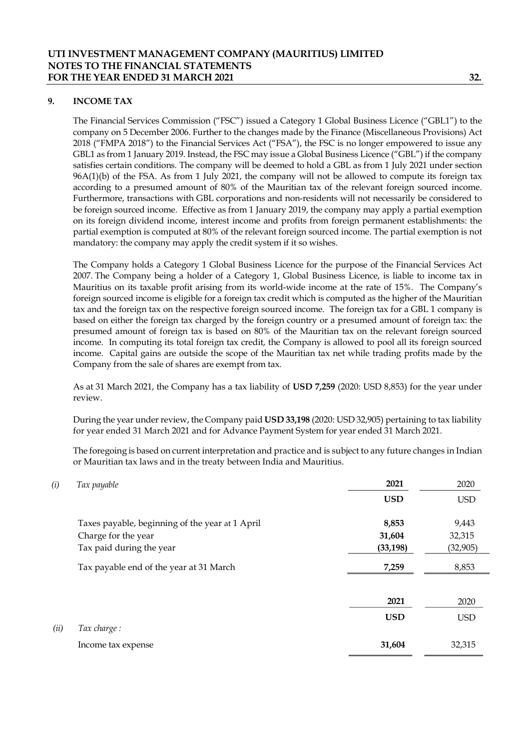## 9. INCOME TAX

The Financial Services Commission ("FSC") issued a Category 1 Global Business Licence ("GBL1") to the company on 5 December 2006. Further to the changes made by the Finance (Miscellaneous Provisions) Act 2018 ("FMPA 2018") to the Financial Services Act ("FSA"), the FSC is no longer empowered to issue any GBL1 as from 1 January 2019. Instead, the FSC may issue a Global Business Licence ("GBL") if the company satisfies certain conditions. The company will be deemed to hold a GBL as from 1 July 2021 under section 96A(1)(b) of the FSA. As from 1 July 2021, the company will not be allowed to compute its foreign tax according to a presumed amount of 80% of the Mauritian tax of the relevant foreign sourced income. Furthermore, transactions with GBL corporations and non-residents will not necessarily be considered to be foreign sourced income. Effective as from 1 January 2019, the company may apply a partial exemption on its foreign dividend income, interest income and profits from foreign permanent establishments: the partial exemption is computed at 80% of the relevant foreign sourced income. The partial exemption is not mandatory: the company may apply the credit system if it so wishes.

The Company holds a Category 1 Global Business Licence for the purpose of the Financial Services Act 2007. The Company being a holder of a Category 1, Global Business Licence, is liable to income tax in Mauritius on its taxable profit arising from its world-wide income at the rate of 15%. The Company's foreign sourced income is eligible for a foreign tax credit which is computed as the higher of the Mauritian tax and the foreign tax on the respective foreign sourced income. The foreign tax for a GBL 1 company is based on either the foreign tax charged by the foreign country or a presumed amount of foreign tax: the presumed amount of foreign tax is based on 80% of the Mauritian tax on the relevant foreign sourced income. In computing its total foreign tax credit, the Company is allowed to pool all its foreign sourced income. Capital gains are outside the scope of the Mauritian tax net while trading profits made by the Company from the sale of shares are exempt from tax.

As at 31 March 2021, the Company has a tax liability of **USD 7,259** (2020: USD 8,853) for the year under review.

During the year under review, the Company paid **USD 33,198** (2020: USD 32,905) pertaining to tax liability for year ended 31 March 2021 and for Advance Payment System for year ended 31 March 2021.

The foregoing is based on current interpretation and practice and is subject to any future changes in Indian or Mauritian tax laws and in the treaty between India and Mauritius.

| *(i)* *Tax payable* | **2021** | 2020 |
|---|---|---|
| | **USD** | USD |
| Taxes payable, beginning of the year at 1 April | **8,853** | 9,443 |
| Charge for the year | **31,604** | 32,315 |
| Tax paid during the year | **(33,198)** | (32,905) |
| Tax payable end of the year at 31 March | **7,259** | 8,853 |

| | **2021** | 2020 |
|---|---|---|
| | **USD** | USD |
| *(ii)* *Tax charge :* | | |
| Income tax expense | **31,604** | 32,315 |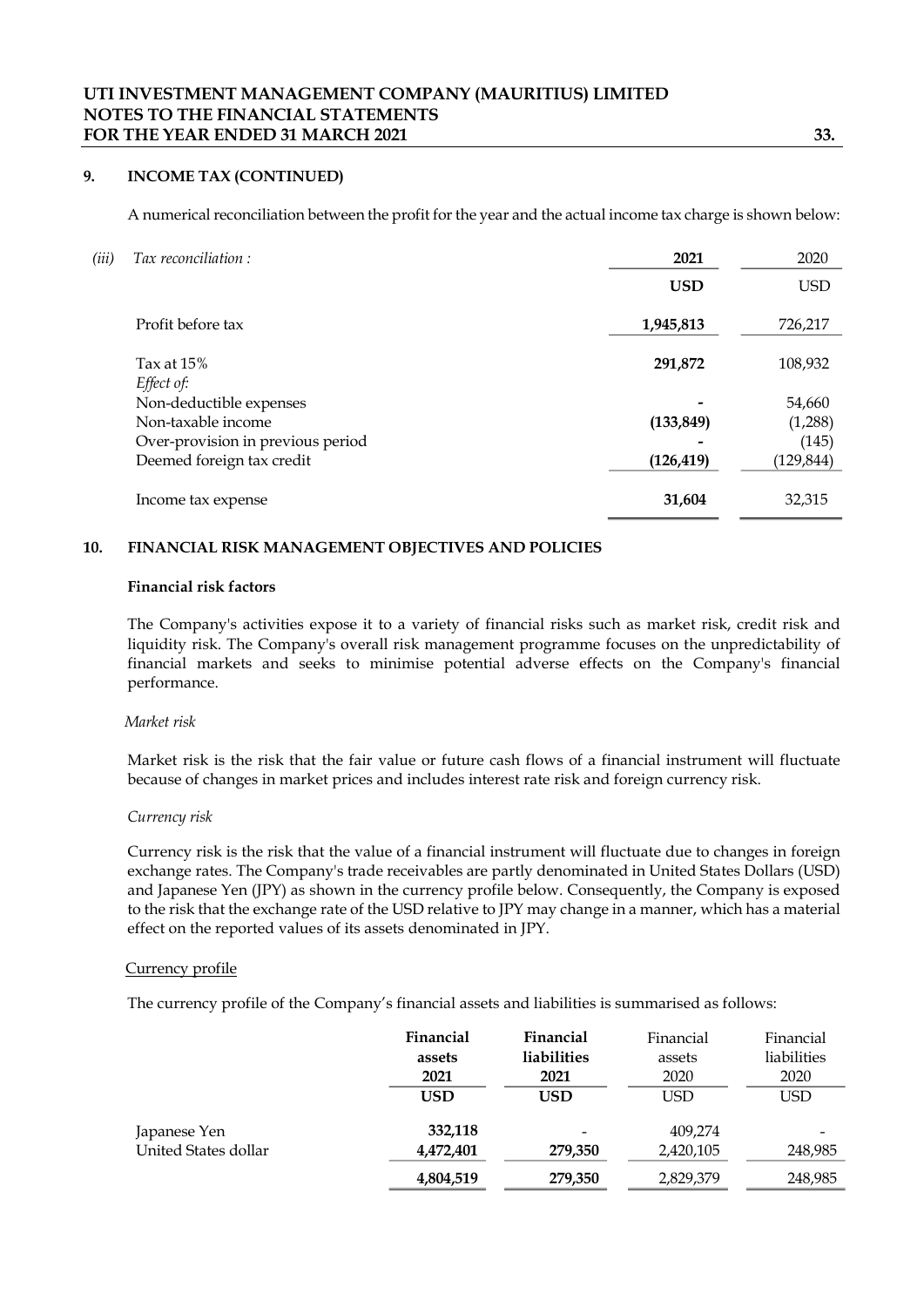## 9. INCOME TAX (CONTINUED)

A numerical reconciliation between the profit for the year and the actual income tax charge is shown below:

*(iii)* *Tax reconciliation :*

| | 2021 | 2020 |
|---|---|---|
| | USD | USD |
| Profit before tax | **1,945,813** | 726,217 |
| Tax at 15% | **291,872** | 108,932 |
| *Effect of:* | | |
| Non-deductible expenses | **-** | 54,660 |
| Non-taxable income | **(133,849)** | (1,288) |
| Over-provision in previous period | **-** | (145) |
| Deemed foreign tax credit | **(126,419)** | (129,844) |
| Income tax expense | **31,604** | 32,315 |

## 10. FINANCIAL RISK MANAGEMENT OBJECTIVES AND POLICIES

**Financial risk factors**

The Company's activities expose it to a variety of financial risks such as market risk, credit risk and liquidity risk. The Company's overall risk management programme focuses on the unpredictability of financial markets and seeks to minimise potential adverse effects on the Company's financial performance.

*Market risk*

Market risk is the risk that the fair value or future cash flows of a financial instrument will fluctuate because of changes in market prices and includes interest rate risk and foreign currency risk.

*Currency risk*

Currency risk is the risk that the value of a financial instrument will fluctuate due to changes in foreign exchange rates. The Company's trade receivables are partly denominated in United States Dollars (USD) and Japanese Yen (JPY) as shown in the currency profile below. Consequently, the Company is exposed to the risk that the exchange rate of the USD relative to JPY may change in a manner, which has a material effect on the reported values of its assets denominated in JPY.

Currency profile

The currency profile of the Company's financial assets and liabilities is summarised as follows:

| | Financial assets 2021 | Financial liabilities 2021 | Financial assets 2020 | Financial liabilities 2020 |
|---|---|---|---|---|
| | USD | USD | USD | USD |
| Japanese Yen | **332,118** | - | 409,274 | - |
| United States dollar | **4,472,401** | **279,350** | 2,420,105 | 248,985 |
| | **4,804,519** | **279,350** | 2,829,379 | 248,985 |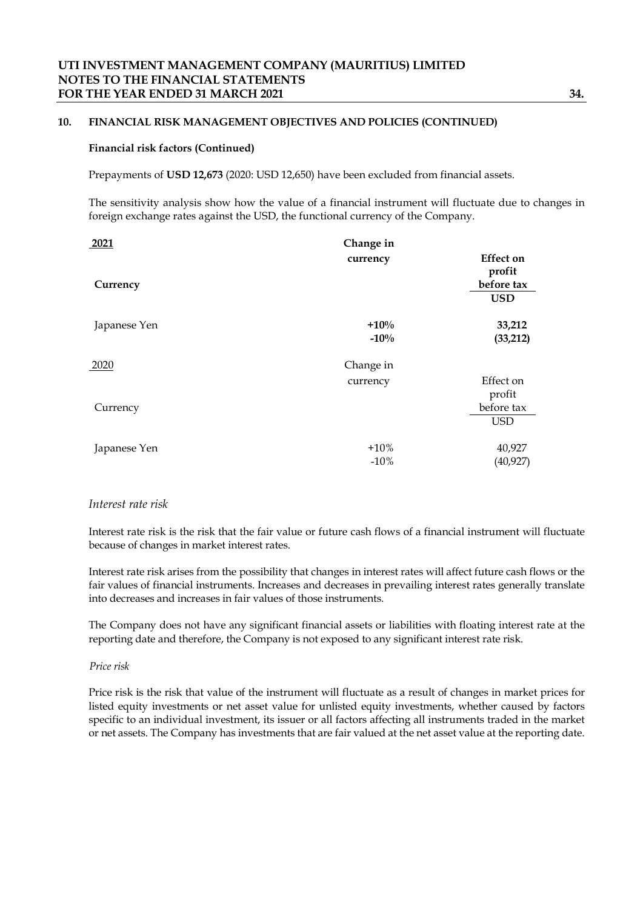## 10. FINANCIAL RISK MANAGEMENT OBJECTIVES AND POLICIES (CONTINUED)

**Financial risk factors (Continued)**

Prepayments of **USD 12,673** (2020: USD 12,650) have been excluded from financial assets.

The sensitivity analysis show how the value of a financial instrument will fluctuate due to changes in foreign exchange rates against the USD, the functional currency of the Company.

| **2021** | **Change in currency** | **Effect on profit before tax** |
|---|---|---|
| **Currency** | | **USD** |
| Japanese Yen | **+10%** | **33,212** |
| | **-10%** | **(33,212)** |

| 2020 | Change in currency | Effect on profit before tax |
|---|---|---|
| Currency | | USD |
| Japanese Yen | +10% | 40,927 |
| | -10% | (40,927) |

*Interest rate risk*

Interest rate risk is the risk that the fair value or future cash flows of a financial instrument will fluctuate because of changes in market interest rates.

Interest rate risk arises from the possibility that changes in interest rates will affect future cash flows or the fair values of financial instruments. Increases and decreases in prevailing interest rates generally translate into decreases and increases in fair values of those instruments.

The Company does not have any significant financial assets or liabilities with floating interest rate at the reporting date and therefore, the Company is not exposed to any significant interest rate risk.

*Price risk*

Price risk is the risk that value of the instrument will fluctuate as a result of changes in market prices for listed equity investments or net asset value for unlisted equity investments, whether caused by factors specific to an individual investment, its issuer or all factors affecting all instruments traded in the market or net assets. The Company has investments that are fair valued at the net asset value at the reporting date.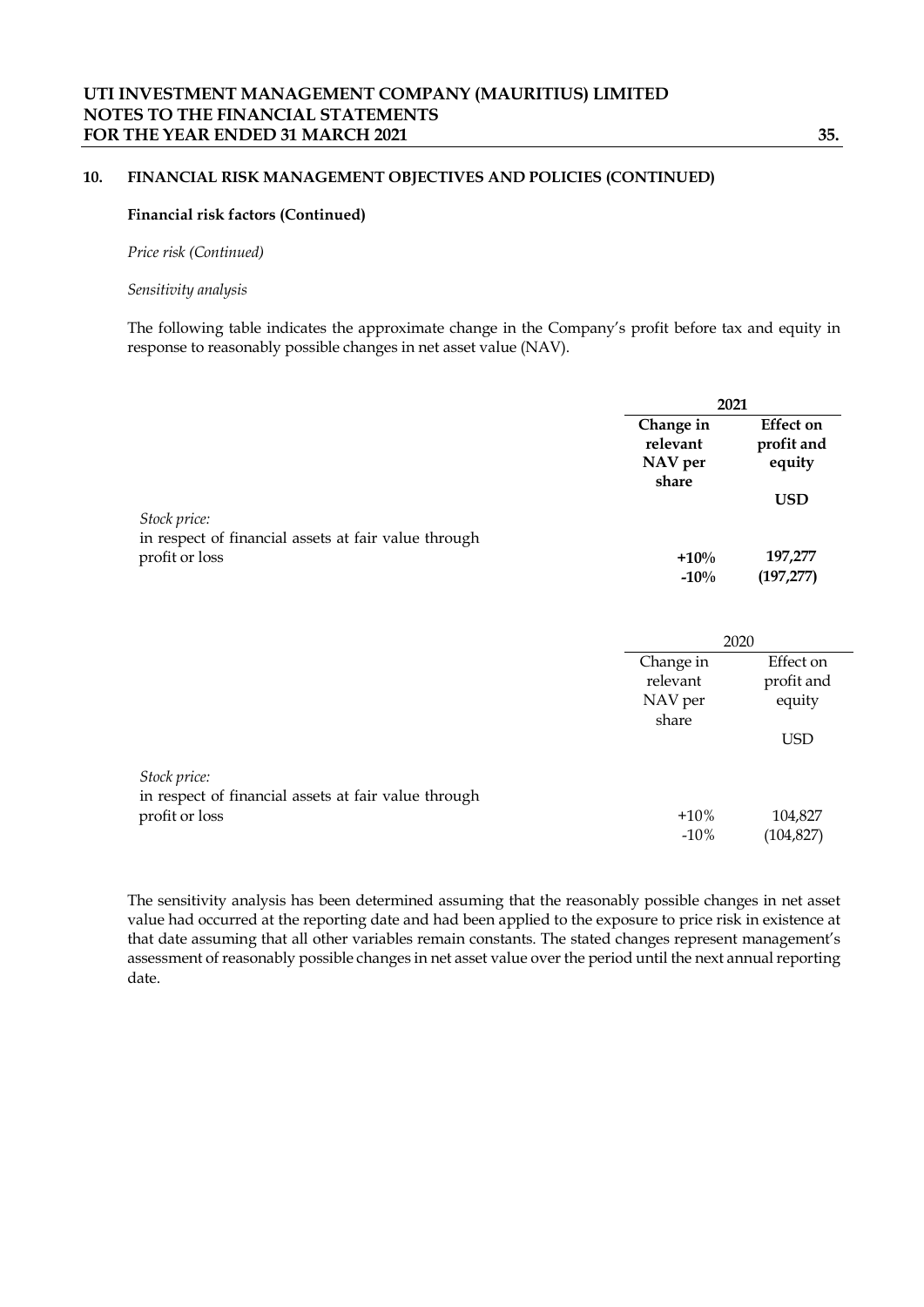## 10. FINANCIAL RISK MANAGEMENT OBJECTIVES AND POLICIES (CONTINUED)

**Financial risk factors (Continued)**

*Price risk (Continued)*

*Sensitivity analysis*

The following table indicates the approximate change in the Company's profit before tax and equity in response to reasonably possible changes in net asset value (NAV).

| | **2021** | |
|---|---|---|
| | **Change in relevant NAV per share** | **Effect on profit and equity** |
| | | **USD** |
| *Stock price:* | | |
| in respect of financial assets at fair value through profit or loss | **+10%** | **197,277** |
| | **-10%** | **(197,277)** |

| | 2020 | |
|---|---|---|
| | Change in relevant NAV per share | Effect on profit and equity |
| | | USD |
| *Stock price:* | | |
| in respect of financial assets at fair value through profit or loss | +10% | 104,827 |
| | -10% | (104,827) |

The sensitivity analysis has been determined assuming that the reasonably possible changes in net asset value had occurred at the reporting date and had been applied to the exposure to price risk in existence at that date assuming that all other variables remain constants. The stated changes represent management's assessment of reasonably possible changes in net asset value over the period until the next annual reporting date.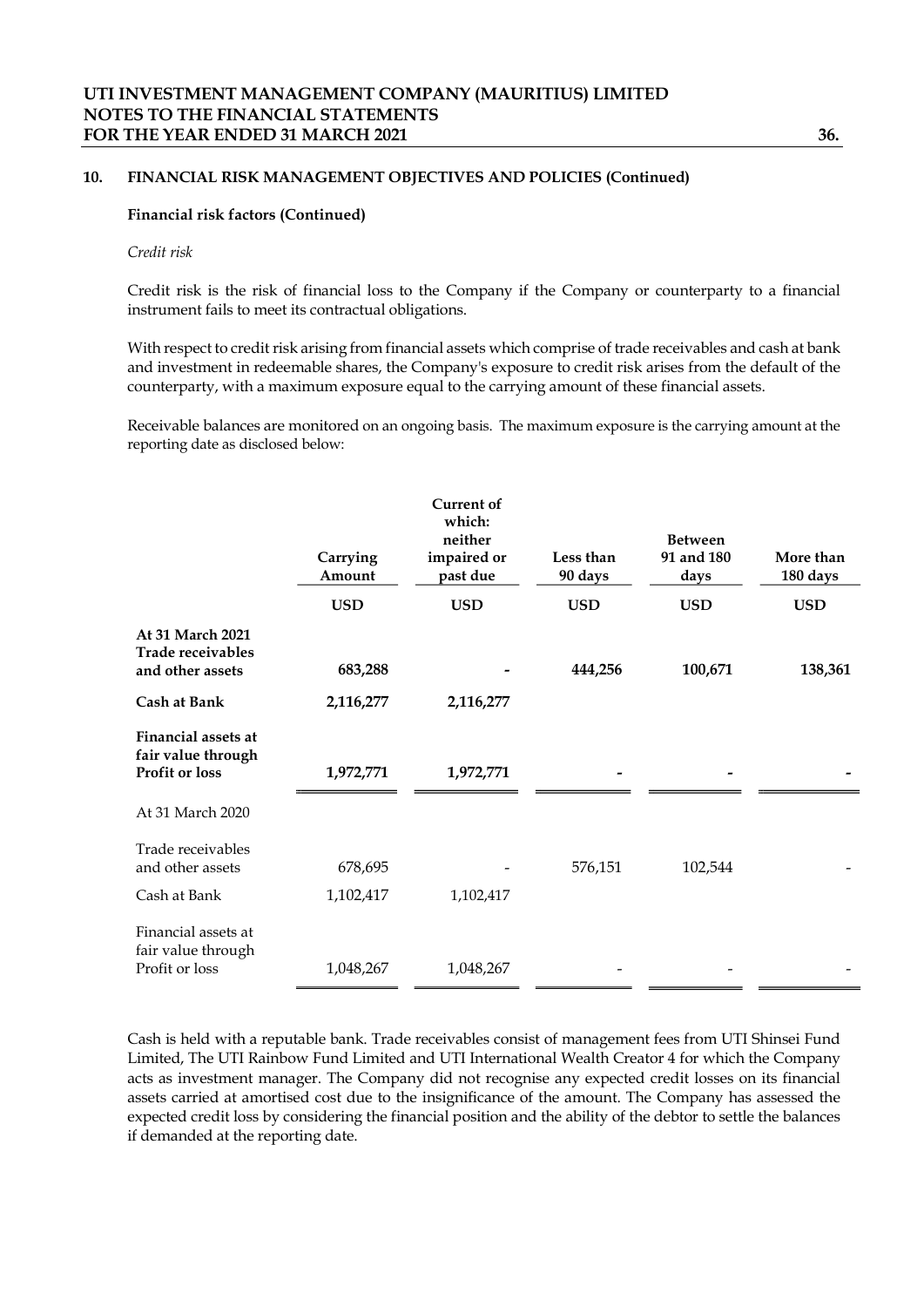## 10. FINANCIAL RISK MANAGEMENT OBJECTIVES AND POLICIES (Continued)

**Financial risk factors (Continued)**

*Credit risk*

Credit risk is the risk of financial loss to the Company if the Company or counterparty to a financial instrument fails to meet its contractual obligations.

With respect to credit risk arising from financial assets which comprise of trade receivables and cash at bank and investment in redeemable shares, the Company's exposure to credit risk arises from the default of the counterparty, with a maximum exposure equal to the carrying amount of these financial assets.

Receivable balances are monitored on an ongoing basis. The maximum exposure is the carrying amount at the reporting date as disclosed below:

| | Carrying Amount | Current of which: neither impaired or past due | Less than 90 days | Between 91 and 180 days | More than 180 days |
|---|---|---|---|---|---|
| | USD | USD | USD | USD | USD |
| **At 31 March 2021** | | | | | |
| **Trade receivables and other assets** | **683,288** | **-** | **444,256** | **100,671** | **138,361** |
| **Cash at Bank** | **2,116,277** | **2,116,277** | | | |
| **Financial assets at fair value through Profit or loss** | **1,972,771** | **1,972,771** | **-** | **-** | **-** |
| At 31 March 2020 | | | | | |
| Trade receivables and other assets | 678,695 | - | 576,151 | 102,544 | - |
| Cash at Bank | 1,102,417 | 1,102,417 | | | |
| Financial assets at fair value through Profit or loss | 1,048,267 | 1,048,267 | - | - | - |

Cash is held with a reputable bank. Trade receivables consist of management fees from UTI Shinsei Fund Limited, The UTI Rainbow Fund Limited and UTI International Wealth Creator 4 for which the Company acts as investment manager. The Company did not recognise any expected credit losses on its financial assets carried at amortised cost due to the insignificance of the amount. The Company has assessed the expected credit loss by considering the financial position and the ability of the debtor to settle the balances if demanded at the reporting date.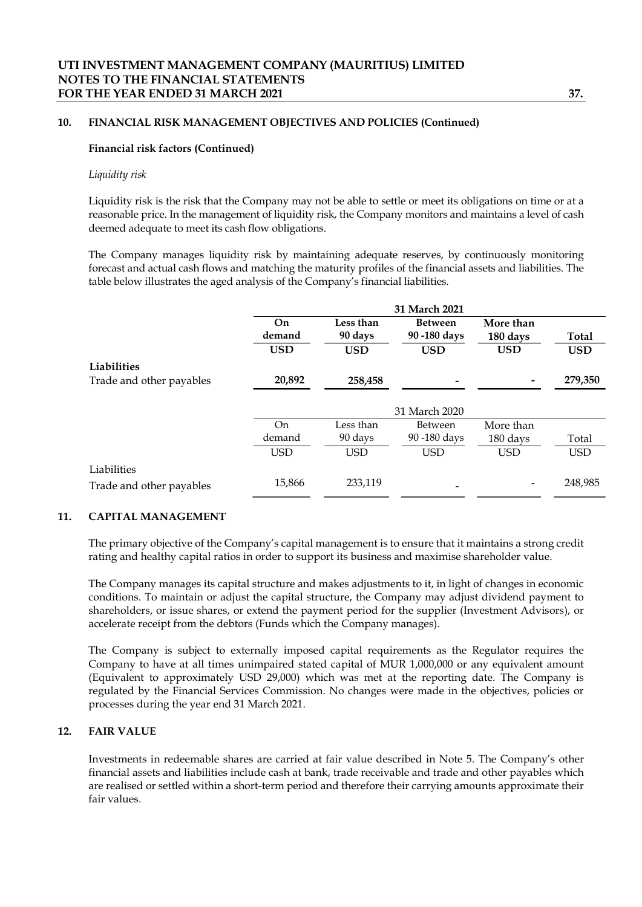## 10. FINANCIAL RISK MANAGEMENT OBJECTIVES AND POLICIES (Continued)

**Financial risk factors (Continued)**

*Liquidity risk*

Liquidity risk is the risk that the Company may not be able to settle or meet its obligations on time or at a reasonable price. In the management of liquidity risk, the Company monitors and maintains a level of cash deemed adequate to meet its cash flow obligations.

The Company manages liquidity risk by maintaining adequate reserves, by continuously monitoring forecast and actual cash flows and matching the maturity profiles of the financial assets and liabilities. The table below illustrates the aged analysis of the Company's financial liabilities.

| | **31 March 2021** | | | | |
|---|---|---|---|---|---|
| | **On demand** | **Less than 90 days** | **Between 90 -180 days** | **More than 180 days** | **Total** |
| | **USD** | **USD** | **USD** | **USD** | **USD** |
| **Liabilities** | | | | | |
| Trade and other payables | **20,892** | **258,458** | **-** | **-** | **279,350** |

| | 31 March 2020 | | | | |
|---|---|---|---|---|---|
| | On demand | Less than 90 days | Between 90 -180 days | More than 180 days | Total |
| | USD | USD | USD | USD | USD |
| Liabilities | | | | | |
| Trade and other payables | 15,866 | 233,119 | - | - | 248,985 |

## 11. CAPITAL MANAGEMENT

The primary objective of the Company's capital management is to ensure that it maintains a strong credit rating and healthy capital ratios in order to support its business and maximise shareholder value.

The Company manages its capital structure and makes adjustments to it, in light of changes in economic conditions. To maintain or adjust the capital structure, the Company may adjust dividend payment to shareholders, or issue shares, or extend the payment period for the supplier (Investment Advisors), or accelerate receipt from the debtors (Funds which the Company manages).

The Company is subject to externally imposed capital requirements as the Regulator requires the Company to have at all times unimpaired stated capital of MUR 1,000,000 or any equivalent amount (Equivalent to approximately USD 29,000) which was met at the reporting date. The Company is regulated by the Financial Services Commission. No changes were made in the objectives, policies or processes during the year end 31 March 2021.

## 12. FAIR VALUE

Investments in redeemable shares are carried at fair value described in Note 5. The Company's other financial assets and liabilities include cash at bank, trade receivable and trade and other payables which are realised or settled within a short-term period and therefore their carrying amounts approximate their fair values.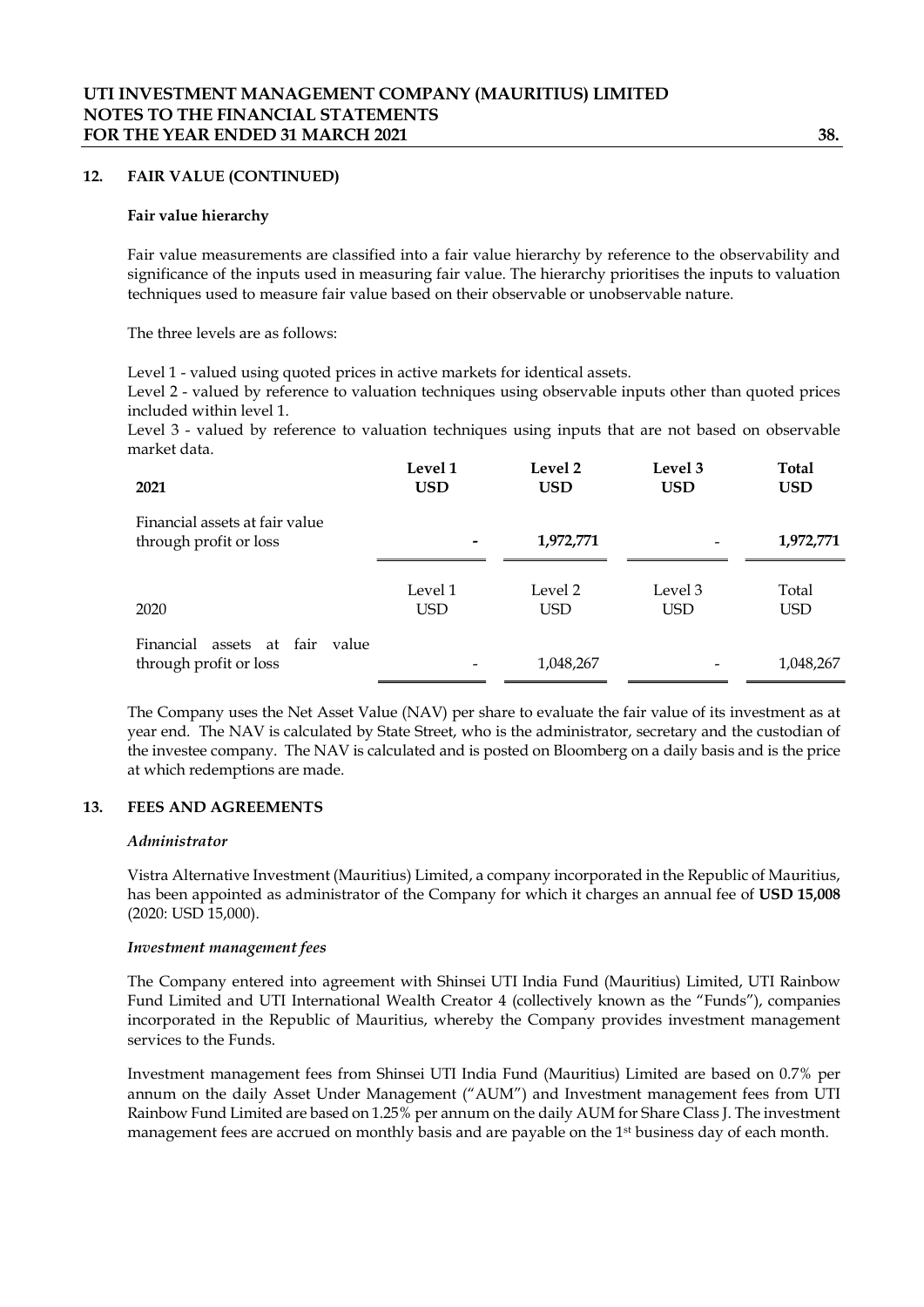## 12. FAIR VALUE (CONTINUED)

### Fair value hierarchy

Fair value measurements are classified into a fair value hierarchy by reference to the observability and significance of the inputs used in measuring fair value. The hierarchy prioritises the inputs to valuation techniques used to measure fair value based on their observable or unobservable nature.

The three levels are as follows:

Level 1 - valued using quoted prices in active markets for identical assets.
Level 2 - valued by reference to valuation techniques using observable inputs other than quoted prices included within level 1.
Level 3 - valued by reference to valuation techniques using inputs that are not based on observable market data.

| **2021** | **Level 1 USD** | **Level 2 USD** | **Level 3 USD** | **Total USD** |
|---|---|---|---|---|
| Financial assets at fair value through profit or loss | **-** | **1,972,771** | - | **1,972,771** |

| 2020 | Level 1 USD | Level 2 USD | Level 3 USD | Total USD |
|---|---|---|---|---|
| Financial assets at fair value through profit or loss | - | 1,048,267 | - | 1,048,267 |

The Company uses the Net Asset Value (NAV) per share to evaluate the fair value of its investment as at year end. The NAV is calculated by State Street, who is the administrator, secretary and the custodian of the investee company. The NAV is calculated and is posted on Bloomberg on a daily basis and is the price at which redemptions are made.

## 13. FEES AND AGREEMENTS

*Administrator*

Vistra Alternative Investment (Mauritius) Limited, a company incorporated in the Republic of Mauritius, has been appointed as administrator of the Company for which it charges an annual fee of **USD 15,008** (2020: USD 15,000).

*Investment management fees*

The Company entered into agreement with Shinsei UTI India Fund (Mauritius) Limited, UTI Rainbow Fund Limited and UTI International Wealth Creator 4 (collectively known as the "Funds"), companies incorporated in the Republic of Mauritius, whereby the Company provides investment management services to the Funds.

Investment management fees from Shinsei UTI India Fund (Mauritius) Limited are based on 0.7% per annum on the daily Asset Under Management ("AUM") and Investment management fees from UTI Rainbow Fund Limited are based on 1.25% per annum on the daily AUM for Share Class J. The investment management fees are accrued on monthly basis and are payable on the 1st business day of each month.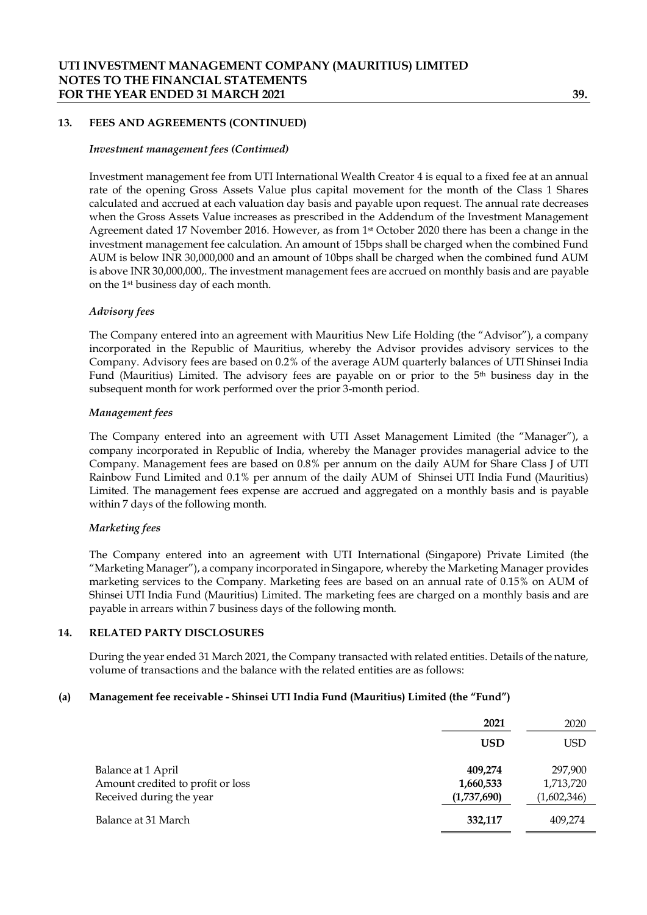## 13. FEES AND AGREEMENTS (CONTINUED)

### *Investment management fees (Continued)*

Investment management fee from UTI International Wealth Creator 4 is equal to a fixed fee at an annual rate of the opening Gross Assets Value plus capital movement for the month of the Class 1 Shares calculated and accrued at each valuation day basis and payable upon request. The annual rate decreases when the Gross Assets Value increases as prescribed in the Addendum of the Investment Management Agreement dated 17 November 2016. However, as from 1st October 2020 there has been a change in the investment management fee calculation. An amount of 15bps shall be charged when the combined Fund AUM is below INR 30,000,000 and an amount of 10bps shall be charged when the combined fund AUM is above INR 30,000,000,. The investment management fees are accrued on monthly basis and are payable on the 1st business day of each month.

### *Advisory fees*

The Company entered into an agreement with Mauritius New Life Holding (the "Advisor"), a company incorporated in the Republic of Mauritius, whereby the Advisor provides advisory services to the Company. Advisory fees are based on 0.2% of the average AUM quarterly balances of UTI Shinsei India Fund (Mauritius) Limited. The advisory fees are payable on or prior to the 5th business day in the subsequent month for work performed over the prior 3-month period.

### *Management fees*

The Company entered into an agreement with UTI Asset Management Limited (the "Manager"), a company incorporated in Republic of India, whereby the Manager provides managerial advice to the Company. Management fees are based on 0.8% per annum on the daily AUM for Share Class J of UTI Rainbow Fund Limited and 0.1% per annum of the daily AUM of Shinsei UTI India Fund (Mauritius) Limited. The management fees expense are accrued and aggregated on a monthly basis and is payable within 7 days of the following month.

### *Marketing fees*

The Company entered into an agreement with UTI International (Singapore) Private Limited (the "Marketing Manager"), a company incorporated in Singapore, whereby the Marketing Manager provides marketing services to the Company. Marketing fees are based on an annual rate of 0.15% on AUM of Shinsei UTI India Fund (Mauritius) Limited. The marketing fees are charged on a monthly basis and are payable in arrears within 7 business days of the following month.

## 14. RELATED PARTY DISCLOSURES

During the year ended 31 March 2021, the Company transacted with related entities. Details of the nature, volume of transactions and the balance with the related entities are as follows:

### (a) Management fee receivable - Shinsei UTI India Fund (Mauritius) Limited (the "Fund")

| | **2021** | 2020 |
|---|---|---|
| | **USD** | USD |
| Balance at 1 April | **409,274** | 297,900 |
| Amount credited to profit or loss | **1,660,533** | 1,713,720 |
| Received during the year | **(1,737,690)** | (1,602,346) |
| Balance at 31 March | **332,117** | 409,274 |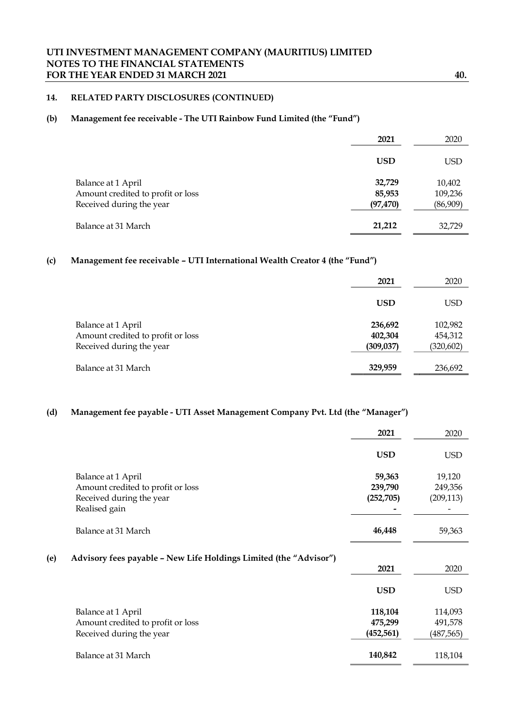## 14. RELATED PARTY DISCLOSURES (CONTINUED)

### (b) Management fee receivable - The UTI Rainbow Fund Limited (the "Fund")

| | 2021 | 2020 |
|---|---|---|
| | **USD** | USD |
| Balance at 1 April | **32,729** | 10,402 |
| Amount credited to profit or loss | **85,953** | 109,236 |
| Received during the year | **(97,470)** | (86,909) |
| Balance at 31 March | **21,212** | 32,729 |

### (c) Management fee receivable – UTI International Wealth Creator 4 (the "Fund")

| | 2021 | 2020 |
|---|---|---|
| | **USD** | USD |
| Balance at 1 April | **236,692** | 102,982 |
| Amount credited to profit or loss | **402,304** | 454,312 |
| Received during the year | **(309,037)** | (320,602) |
| Balance at 31 March | **329,959** | 236,692 |

### (d) Management fee payable - UTI Asset Management Company Pvt. Ltd (the "Manager")

| | 2021 | 2020 |
|---|---|---|
| | **USD** | USD |
| Balance at 1 April | **59,363** | 19,120 |
| Amount credited to profit or loss | **239,790** | 249,356 |
| Received during the year | **(252,705)** | (209,113) |
| Realised gain | **-** | - |
| Balance at 31 March | **46,448** | 59,363 |

### (e) Advisory fees payable – New Life Holdings Limited (the "Advisor")

| | 2021 | 2020 |
|---|---|---|
| | **USD** | USD |
| Balance at 1 April | **118,104** | 114,093 |
| Amount credited to profit or loss | **475,299** | 491,578 |
| Received during the year | **(452,561)** | (487,565) |
| Balance at 31 March | **140,842** | 118,104 |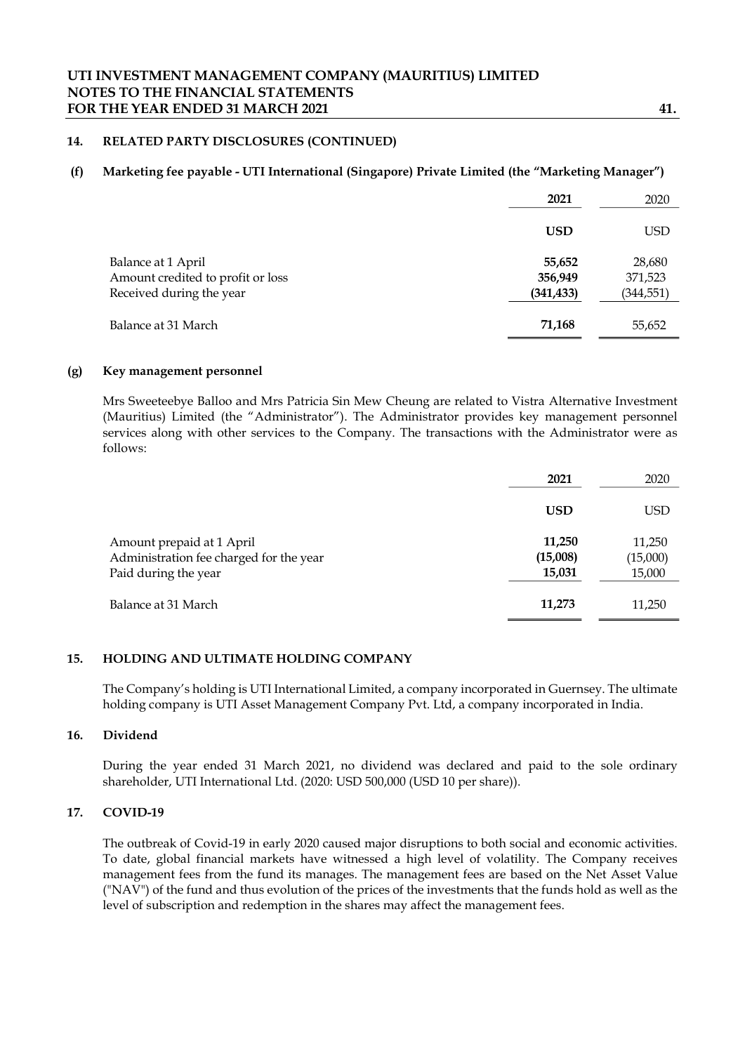## 14. RELATED PARTY DISCLOSURES (CONTINUED)

### (f) Marketing fee payable - UTI International (Singapore) Private Limited (the "Marketing Manager")

| | 2021 | 2020 |
|---|---|---|
| | **USD** | USD |
| Balance at 1 April | **55,652** | 28,680 |
| Amount credited to profit or loss | **356,949** | 371,523 |
| Received during the year | **(341,433)** | (344,551) |
| Balance at 31 March | **71,168** | 55,652 |

### (g) Key management personnel

Mrs Sweeteebye Balloo and Mrs Patricia Sin Mew Cheung are related to Vistra Alternative Investment (Mauritius) Limited (the "Administrator"). The Administrator provides key management personnel services along with other services to the Company. The transactions with the Administrator were as follows:

| | 2021 | 2020 |
|---|---|---|
| | **USD** | USD |
| Amount prepaid at 1 April | **11,250** | 11,250 |
| Administration fee charged for the year | **(15,008)** | (15,000) |
| Paid during the year | **15,031** | 15,000 |
| Balance at 31 March | **11,273** | 11,250 |

## 15. HOLDING AND ULTIMATE HOLDING COMPANY

The Company's holding is UTI International Limited, a company incorporated in Guernsey. The ultimate holding company is UTI Asset Management Company Pvt. Ltd, a company incorporated in India.

## 16. Dividend

During the year ended 31 March 2021, no dividend was declared and paid to the sole ordinary shareholder, UTI International Ltd. (2020: USD 500,000 (USD 10 per share)).

## 17. COVID-19

The outbreak of Covid-19 in early 2020 caused major disruptions to both social and economic activities. To date, global financial markets have witnessed a high level of volatility. The Company receives management fees from the fund its manages. The management fees are based on the Net Asset Value ("NAV") of the fund and thus evolution of the prices of the investments that the funds hold as well as the level of subscription and redemption in the shares may affect the management fees.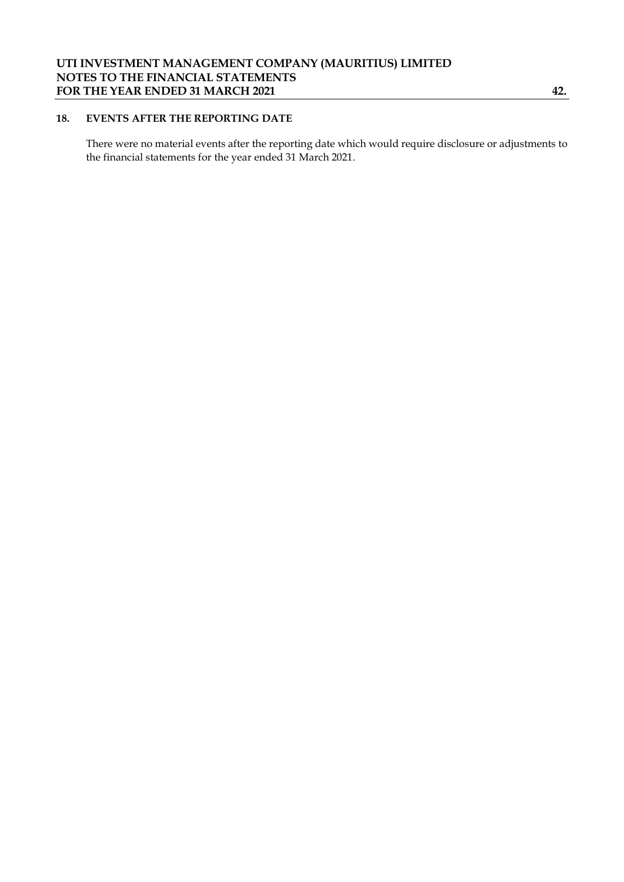## 18. EVENTS AFTER THE REPORTING DATE

There were no material events after the reporting date which would require disclosure or adjustments to the financial statements for the year ended 31 March 2021.